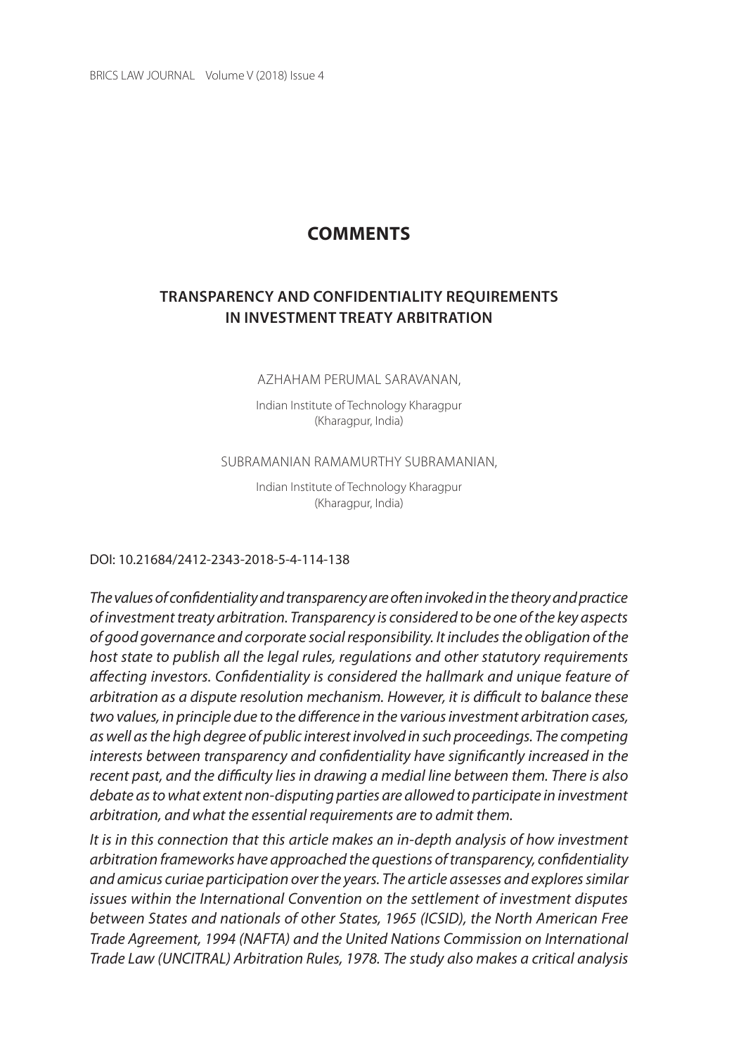## COMMENTS

### TRANSPARENCY AND CONFIDENTIALITY REQUIREMENTS IN INVESTMENT TREATY ARBITRATION

AZHAHAM PERUMAL SARAVANAN,

Indian Institute of Technology Kharagpur (Kharagpur, India)

SUBRAMANIAN RAMAMURTHY SUBRAMANIAN,

Indian Institute of Technology Kharagpur (Kharagpur, India)

DOI: 10.21684/2412-2343-2018-5-4-114-138

*The values of confidentiality and transparency are often invoked in the theory and practice of investment treaty arbitration. Transparency is considered to be one of the key aspects of good governance and corporate social responsibility. It includes the obligation of the host state to publish all the legal rules, regulations and other statutory requirements affecting investors. Confidentiality is considered the hallmark and unique feature of arbitration as a dispute resolution mechanism. However, it is difficult to balance these two values, in principle due to the difference in the various investment arbitration cases, as well as the high degree of public interest involved in such proceedings. The competing interests between transparency and confidentiality have significantly increased in the recent past, and the difficulty lies in drawing a medial line between them. There is also debate as to what extent non-disputing parties are allowed to participate in investment arbitration, and what the essential requirements are to admit them.*

*It is in this connection that this article makes an in-depth analysis of how investment arbitration frameworks have approached the questions of transparency, confidentiality and amicus curiae participation over the years. The article assesses and explores similar issues within the International Convention on the settlement of investment disputes between States and nationals of other States, 1965 (ICSID), the North American Free Trade Agreement, 1994 (NAFTA) and the United Nations Commission on International Trade Law (UNCITRAL) Arbitration Rules, 1978. The study also makes a critical analysis*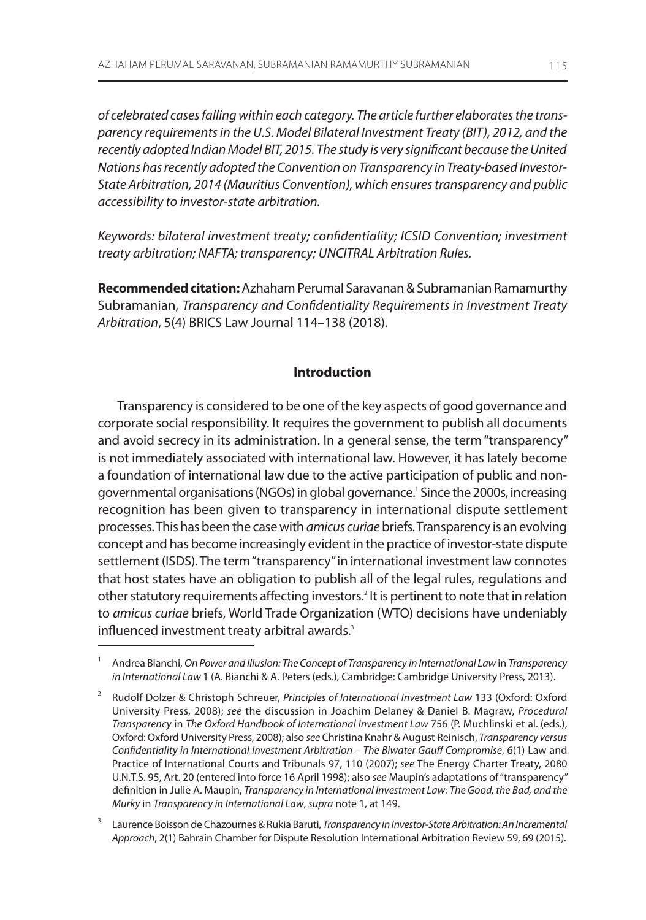*of celebrated cases falling within each category. The article further elaborates the transparency requirements in the U.S. Model Bilateral Investment Treaty (BIT), 2012, and the recently adopted Indian Model BIT, 2015. The study is very significant because the United Nations has recently adopted the Convention on Transparency in Treaty-based Investor-State Arbitration, 2014 (Mauritius Convention), which ensures transparency and public accessibility to investor-state arbitration.*

*Keywords: bilateral investment treaty; confidentiality; ICSID Convention; investment treaty arbitration; NAFTA; transparency; UNCITRAL Arbitration Rules.*

**Recommended citation:** Azhaham Perumal Saravanan & Subramanian Ramamurthy Subramanian, *Transparency and Confidentiality Requirements in Investment Treaty Arbitration*, 5(4) BRICS Law Journal 114–138 (2018).

## Introduction

Transparency is considered to be one of the key aspects of good governance and corporate social responsibility. It requires the government to publish all documents and avoid secrecy in its administration. In a general sense, the term "transparency" is not immediately associated with international law. However, it has lately become a foundation of international law due to the active participation of public and non-governmental organisations (NGOs) in global governance.[1] Since the 2000s, increasing recognition has been given to transparency in international dispute settlement processes. This has been the case with *amicus curiae* briefs. Transparency is an evolving concept and has become increasingly evident in the practice of investor-state dispute settlement (ISDS). The term "transparency" in international investment law connotes that host states have an obligation to publish all of the legal rules, regulations and other statutory requirements affecting investors.[2] It is pertinent to note that in relation to *amicus curiae* briefs, World Trade Organization (WTO) decisions have undeniably influenced investment treaty arbitral awards.[3]

---

[1] Andrea Bianchi, *On Power and Illusion: The Concept of Transparency in International Law* in *Transparency in International Law* 1 (A. Bianchi & A. Peters (eds.), Cambridge: Cambridge University Press, 2013).

[2] Rudolf Dolzer & Christoph Schreuer, *Principles of International Investment Law* 133 (Oxford: Oxford University Press, 2008); *see* the discussion in Joachim Delaney & Daniel B. Magraw, *Procedural Transparency* in *The Oxford Handbook of International Investment Law* 756 (P. Muchlinski et al. (eds.), Oxford: Oxford University Press, 2008); also *see* Christina Knahr & August Reinisch, *Transparency versus Confidentiality in International Investment Arbitration – The Biwater Gauff Compromise*, 6(1) Law and Practice of International Courts and Tribunals 97, 110 (2007); *see* The Energy Charter Treaty, 2080 U.N.T.S. 95, Art. 20 (entered into force 16 April 1998); also *see* Maupin's adaptations of "transparency" definition in Julie A. Maupin, *Transparency in International Investment Law: The Good, the Bad, and the Murky* in *Transparency in International Law*, *supra* note 1, at 149.

[3] Laurence Boisson de Chazournes & Rukia Baruti, *Transparency in Investor-State Arbitration: An Incremental Approach*, 2(1) Bahrain Chamber for Dispute Resolution International Arbitration Review 59, 69 (2015).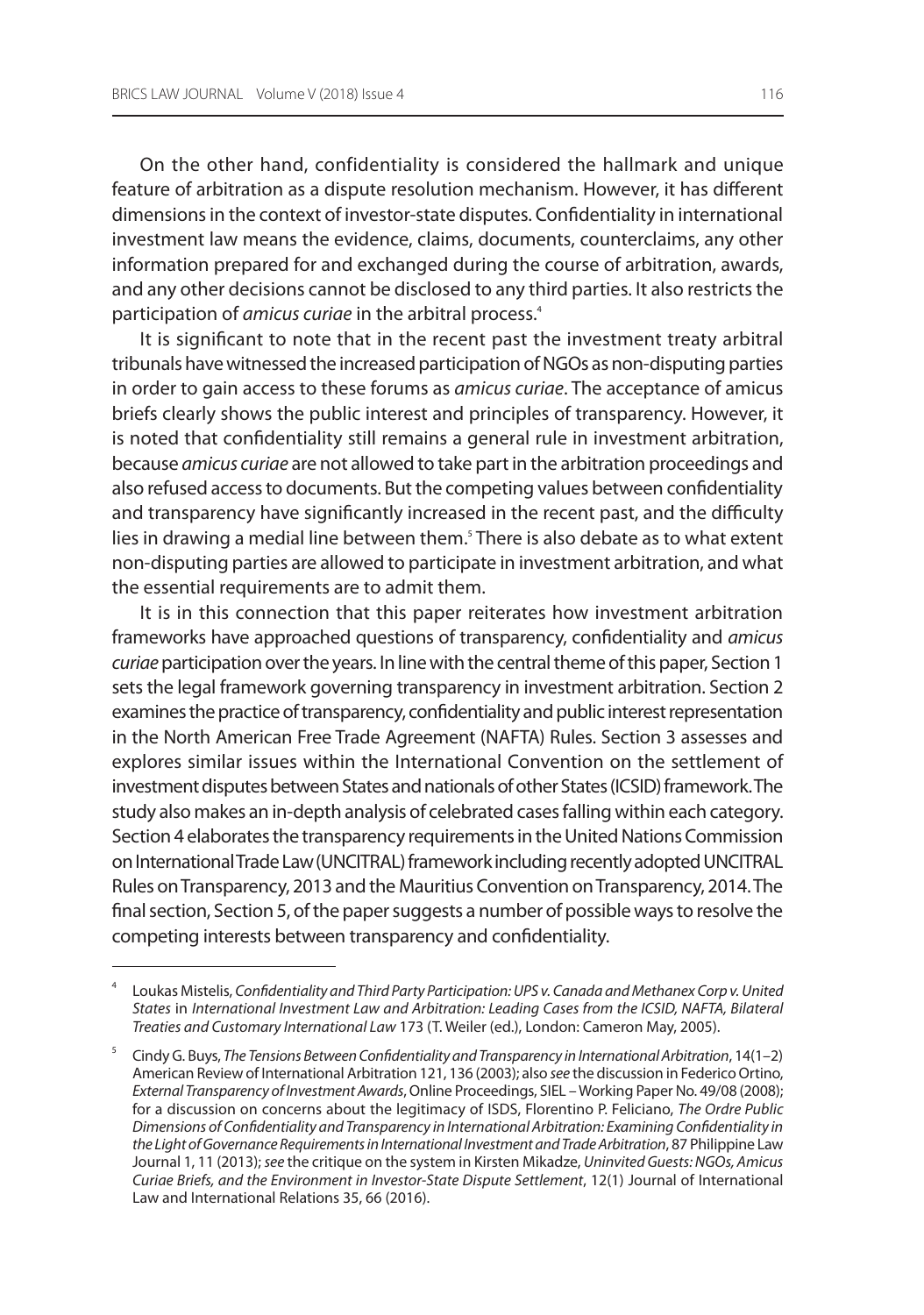On the other hand, confidentiality is considered the hallmark and unique feature of arbitration as a dispute resolution mechanism. However, it has different dimensions in the context of investor-state disputes. Confidentiality in international investment law means the evidence, claims, documents, counterclaims, any other information prepared for and exchanged during the course of arbitration, awards, and any other decisions cannot be disclosed to any third parties. It also restricts the participation of *amicus curiae* in the arbitral process.[4]

It is significant to note that in the recent past the investment treaty arbitral tribunals have witnessed the increased participation of NGOs as non-disputing parties in order to gain access to these forums as *amicus curiae*. The acceptance of amicus briefs clearly shows the public interest and principles of transparency. However, it is noted that confidentiality still remains a general rule in investment arbitration, because *amicus curiae* are not allowed to take part in the arbitration proceedings and also refused access to documents. But the competing values between confidentiality and transparency have significantly increased in the recent past, and the difficulty lies in drawing a medial line between them.[5] There is also debate as to what extent non-disputing parties are allowed to participate in investment arbitration, and what the essential requirements are to admit them.

It is in this connection that this paper reiterates how investment arbitration frameworks have approached questions of transparency, confidentiality and *amicus curiae* participation over the years. In line with the central theme of this paper, Section 1 sets the legal framework governing transparency in investment arbitration. Section 2 examines the practice of transparency, confidentiality and public interest representation in the North American Free Trade Agreement (NAFTA) Rules. Section 3 assesses and explores similar issues within the International Convention on the settlement of investment disputes between States and nationals of other States (ICSID) framework. The study also makes an in-depth analysis of celebrated cases falling within each category. Section 4 elaborates the transparency requirements in the United Nations Commission on International Trade Law (UNCITRAL) framework including recently adopted UNCITRAL Rules on Transparency, 2013 and the Mauritius Convention on Transparency, 2014. The final section, Section 5, of the paper suggests a number of possible ways to resolve the competing interests between transparency and confidentiality.

---

[4] Loukas Mistelis, *Confidentiality and Third Party Participation: UPS v. Canada and Methanex Corp v. United States* in *International Investment Law and Arbitration: Leading Cases from the ICSID, NAFTA, Bilateral Treaties and Customary International Law* 173 (T. Weiler (ed.), London: Cameron May, 2005).

[5] Cindy G. Buys, *The Tensions Between Confidentiality and Transparency in International Arbitration*, 14(1–2) American Review of International Arbitration 121, 136 (2003); also *see* the discussion in Federico Ortino, *External Transparency of Investment Awards*, Online Proceedings, SIEL – Working Paper No. 49/08 (2008); for a discussion on concerns about the legitimacy of ISDS, Florentino P. Feliciano, *The Ordre Public Dimensions of Confidentiality and Transparency in International Arbitration: Examining Confidentiality in the Light of Governance Requirements in International Investment and Trade Arbitration*, 87 Philippine Law Journal 1, 11 (2013); *see* the critique on the system in Kirsten Mikadze, *Uninvited Guests: NGOs, Amicus Curiae Briefs, and the Environment in Investor-State Dispute Settlement*, 12(1) Journal of International Law and International Relations 35, 66 (2016).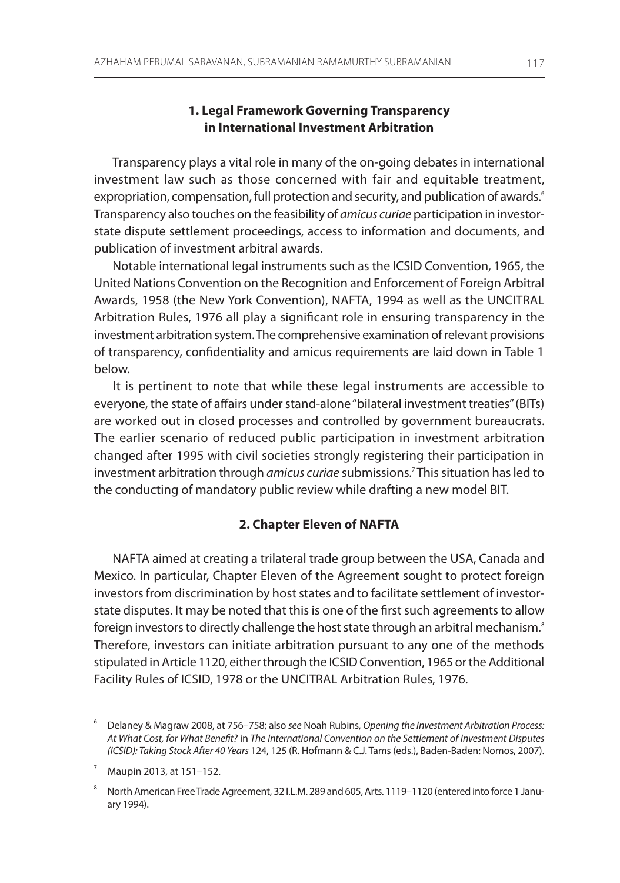## 1. Legal Framework Governing Transparency in International Investment Arbitration

Transparency plays a vital role in many of the on-going debates in international investment law such as those concerned with fair and equitable treatment, expropriation, compensation, full protection and security, and publication of awards.[6] Transparency also touches on the feasibility of *amicus curiae* participation in investor-state dispute settlement proceedings, access to information and documents, and publication of investment arbitral awards.

Notable international legal instruments such as the ICSID Convention, 1965, the United Nations Convention on the Recognition and Enforcement of Foreign Arbitral Awards, 1958 (the New York Convention), NAFTA, 1994 as well as the UNCITRAL Arbitration Rules, 1976 all play a significant role in ensuring transparency in the investment arbitration system. The comprehensive examination of relevant provisions of transparency, confidentiality and amicus requirements are laid down in Table 1 below.

It is pertinent to note that while these legal instruments are accessible to everyone, the state of affairs under stand-alone "bilateral investment treaties" (BITs) are worked out in closed processes and controlled by government bureaucrats. The earlier scenario of reduced public participation in investment arbitration changed after 1995 with civil societies strongly registering their participation in investment arbitration through *amicus curiae* submissions.[7] This situation has led to the conducting of mandatory public review while drafting a new model BIT.

## 2. Chapter Eleven of NAFTA

NAFTA aimed at creating a trilateral trade group between the USA, Canada and Mexico. In particular, Chapter Eleven of the Agreement sought to protect foreign investors from discrimination by host states and to facilitate settlement of investor-state disputes. It may be noted that this is one of the first such agreements to allow foreign investors to directly challenge the host state through an arbitral mechanism.[8] Therefore, investors can initiate arbitration pursuant to any one of the methods stipulated in Article 1120, either through the ICSID Convention, 1965 or the Additional Facility Rules of ICSID, 1978 or the UNCITRAL Arbitration Rules, 1976.

---

[6] Delaney & Magraw 2008, at 756–758; also *see* Noah Rubins, *Opening the Investment Arbitration Process: At What Cost, for What Benefit?* in *The International Convention on the Settlement of Investment Disputes (ICSID): Taking Stock After 40 Years* 124, 125 (R. Hofmann & C.J. Tams (eds.), Baden-Baden: Nomos, 2007).

[7] Maupin 2013, at 151–152.

[8] North American Free Trade Agreement, 32 I.L.M. 289 and 605, Arts. 1119–1120 (entered into force 1 January 1994).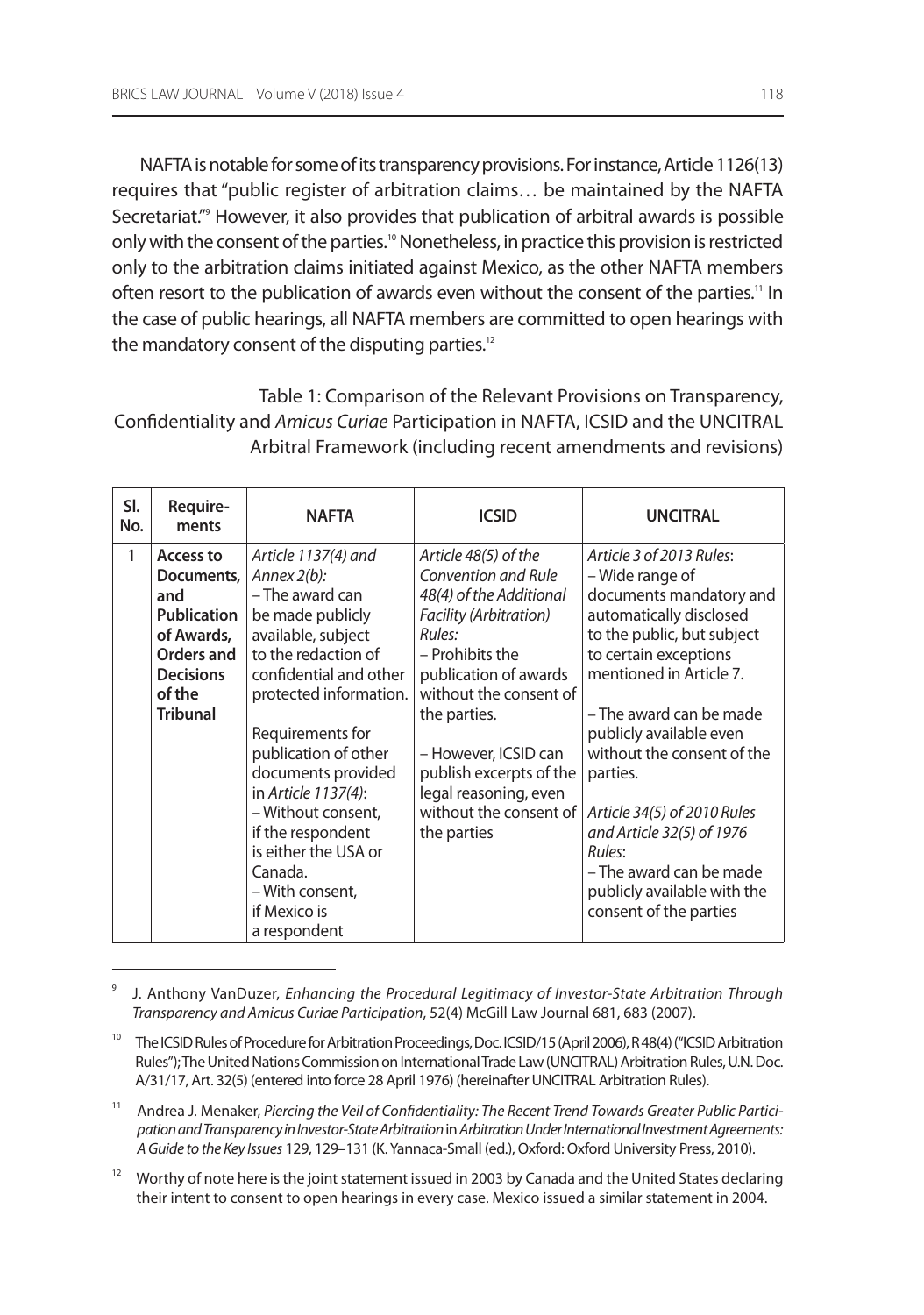NAFTA is notable for some of its transparency provisions. For instance, Article 1126(13) requires that "public register of arbitration claims… be maintained by the NAFTA Secretariat."[9] However, it also provides that publication of arbitral awards is possible only with the consent of the parties.[10] Nonetheless, in practice this provision is restricted only to the arbitration claims initiated against Mexico, as the other NAFTA members often resort to the publication of awards even without the consent of the parties.[11] In the case of public hearings, all NAFTA members are committed to open hearings with the mandatory consent of the disputing parties.[12]

Table 1: Comparison of the Relevant Provisions on Transparency, Confidentiality and *Amicus Curiae* Participation in NAFTA, ICSID and the UNCITRAL Arbitral Framework (including recent amendments and revisions)

| Sl. No. | Require-ments | NAFTA | ICSID | UNCITRAL |
|---|---|---|---|---|
| 1 | **Access to Documents, and Publication of Awards, Orders and Decisions of the Tribunal** | *Article 1137(4) and Annex 2(b):*<br>– The award can be made publicly available, subject to the redaction of confidential and other protected information.<br><br>Requirements for publication of other documents provided in *Article 1137(4)*:<br>– Without consent, if the respondent is either the USA or Canada.<br>– With consent, if Mexico is a respondent | *Article 48(5) of the Convention and Rule 48(4) of the Additional Facility (Arbitration) Rules:*<br>– Prohibits the publication of awards without the consent of the parties.<br><br>– However, ICSID can publish excerpts of the legal reasoning, even without the consent of the parties | *Article 3 of 2013 Rules*:<br>– Wide range of documents mandatory and automatically disclosed to the public, but subject to certain exceptions mentioned in Article 7.<br><br>– The award can be made publicly available even without the consent of the parties.<br><br>*Article 34(5) of 2010 Rules and Article 32(5) of 1976 Rules*:<br>– The award can be made publicly available with the consent of the parties |

---

[9] J. Anthony VanDuzer, *Enhancing the Procedural Legitimacy of Investor-State Arbitration Through Transparency and Amicus Curiae Participation*, 52(4) McGill Law Journal 681, 683 (2007).

[10] The ICSID Rules of Procedure for Arbitration Proceedings, Doc. ICSID/15 (April 2006), R 48(4) ("ICSID Arbitration Rules"); The United Nations Commission on International Trade Law (UNCITRAL) Arbitration Rules, U.N. Doc. A/31/17, Art. 32(5) (entered into force 28 April 1976) (hereinafter UNCITRAL Arbitration Rules).

[11] Andrea J. Menaker, *Piercing the Veil of Confidentiality: The Recent Trend Towards Greater Public Participation and Transparency in Investor-State Arbitration* in *Arbitration Under International Investment Agreements: A Guide to the Key Issues* 129, 129–131 (K. Yannaca-Small (ed.), Oxford: Oxford University Press, 2010).

[12] Worthy of note here is the joint statement issued in 2003 by Canada and the United States declaring their intent to consent to open hearings in every case. Mexico issued a similar statement in 2004.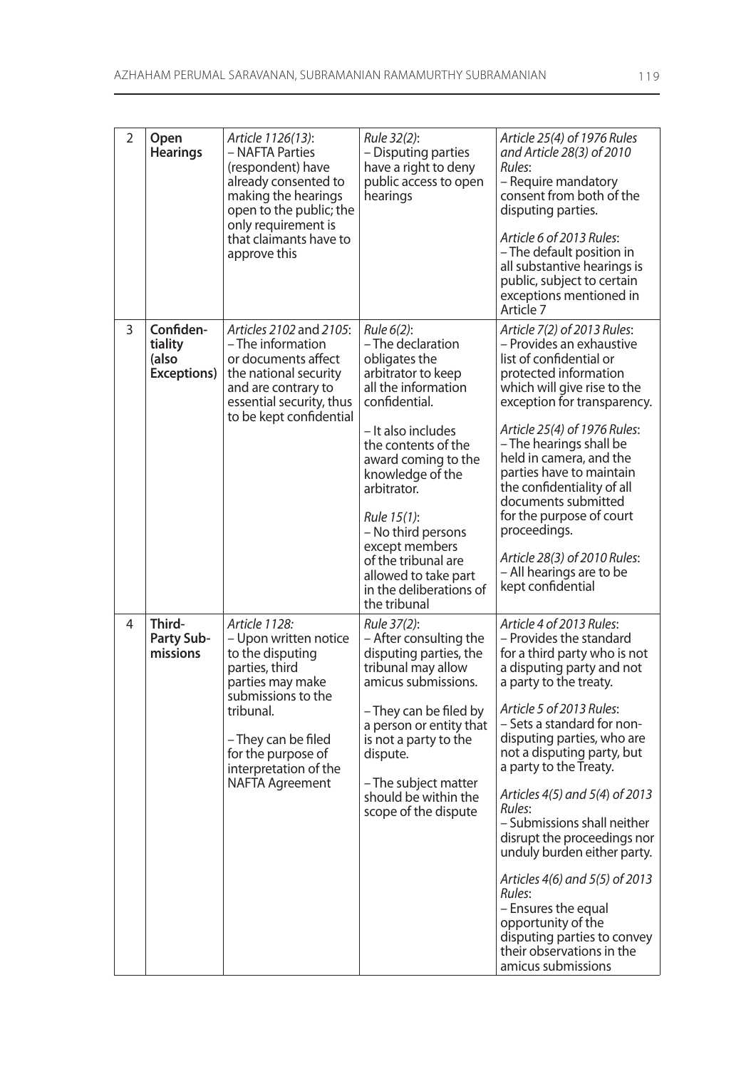| 2 | **Open Hearings** | *Article 1126(13)*:<br>– NAFTA Parties (respondent) have already consented to making the hearings open to the public; the only requirement is that claimants have to approve this | *Rule 32(2)*:<br>– Disputing parties have a right to deny public access to open hearings | *Article 25(4) of 1976 Rules and Article 28(3) of 2010 Rules*:<br>– Require mandatory consent from both of the disputing parties.<br><br>*Article 6 of 2013 Rules*:<br>– The default position in all substantive hearings is public, subject to certain exceptions mentioned in Article 7 |
|---|---|---|---|---|
| 3 | **Confidentiality (also Exceptions)** | *Articles 2102* and *2105*:<br>– The information or documents affect the national security and are contrary to essential security, thus to be kept confidential | *Rule 6(2)*:<br>– The declaration obligates the arbitrator to keep all the information confidential.<br><br>– It also includes the contents of the award coming to the knowledge of the arbitrator.<br><br>*Rule 15(1)*:<br>– No third persons except members of the tribunal are allowed to take part in the deliberations of the tribunal | *Article 7(2) of 2013 Rules*:<br>– Provides an exhaustive list of confidential or protected information which will give rise to the exception for transparency.<br><br>*Article 25(4) of 1976 Rules*:<br>– The hearings shall be held in camera, and the parties have to maintain the confidentiality of all documents submitted for the purpose of court proceedings.<br><br>*Article 28(3) of 2010 Rules*:<br>– All hearings are to be kept confidential |
| 4 | **Third-Party Submissions** | *Article 1128:*<br>– Upon written notice to the disputing parties, third parties may make submissions to the tribunal.<br><br>– They can be filed for the purpose of interpretation of the NAFTA Agreement | *Rule 37(2)*:<br>– After consulting the disputing parties, the tribunal may allow amicus submissions.<br><br>– They can be filed by a person or entity that is not a party to the dispute.<br><br>– The subject matter should be within the scope of the dispute | *Article 4 of 2013 Rules*:<br>– Provides the standard for a third party who is not a disputing party and not a party to the treaty.<br><br>*Article 5 of 2013 Rules*:<br>– Sets a standard for non-disputing parties, who are not a disputing party, but a party to the Treaty.<br><br>*Articles 4(5) and 5(4) of 2013 Rules*:<br>– Submissions shall neither disrupt the proceedings nor unduly burden either party.<br><br>*Articles 4(6) and 5(5) of 2013 Rules*:<br>– Ensures the equal opportunity of the disputing parties to convey their observations in the amicus submissions |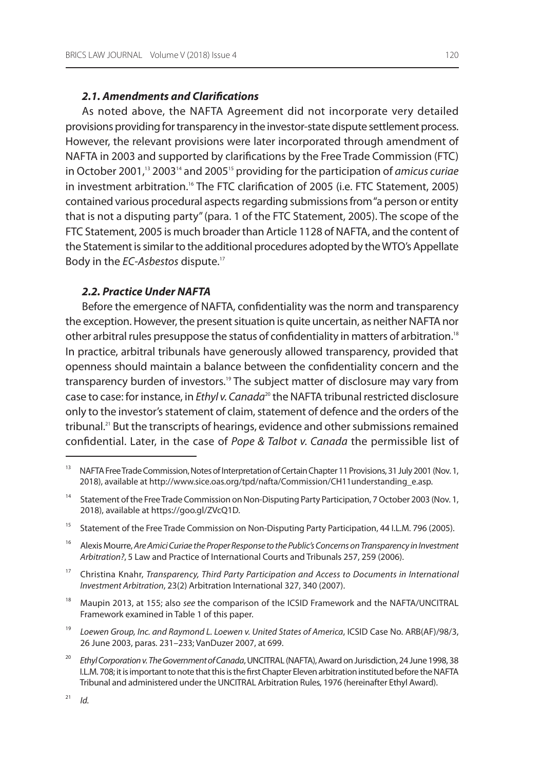### *2.1. Amendments and Clarifications*

As noted above, the NAFTA Agreement did not incorporate very detailed provisions providing for transparency in the investor-state dispute settlement process. However, the relevant provisions were later incorporated through amendment of NAFTA in 2003 and supported by clarifications by the Free Trade Commission (FTC) in October 2001,[13] 2003[14] and 2005[15] providing for the participation of *amicus curiae* in investment arbitration.[16] The FTC clarification of 2005 (i.e. FTC Statement, 2005) contained various procedural aspects regarding submissions from "a person or entity that is not a disputing party" (para. 1 of the FTC Statement, 2005). The scope of the FTC Statement, 2005 is much broader than Article 1128 of NAFTA, and the content of the Statement is similar to the additional procedures adopted by the WTO's Appellate Body in the *EC-Asbestos* dispute.[17]

### *2.2. Practice Under NAFTA*

Before the emergence of NAFTA, confidentiality was the norm and transparency the exception. However, the present situation is quite uncertain, as neither NAFTA nor other arbitral rules presuppose the status of confidentiality in matters of arbitration.[18] In practice, arbitral tribunals have generously allowed transparency, provided that openness should maintain a balance between the confidentiality concern and the transparency burden of investors.[19] The subject matter of disclosure may vary from case to case: for instance, in *Ethyl v. Canada*[20] the NAFTA tribunal restricted disclosure only to the investor's statement of claim, statement of defence and the orders of the tribunal.[21] But the transcripts of hearings, evidence and other submissions remained confidential. Later, in the case of *Pope & Talbot v. Canada* the permissible list of

---

[13] NAFTA Free Trade Commission, Notes of Interpretation of Certain Chapter 11 Provisions, 31 July 2001 (Nov. 1, 2018), available at http://www.sice.oas.org/tpd/nafta/Commission/CH11understanding_e.asp.

[14] Statement of the Free Trade Commission on Non-Disputing Party Participation, 7 October 2003 (Nov. 1, 2018), available at https://goo.gl/ZVcQ1D.

[15] Statement of the Free Trade Commission on Non-Disputing Party Participation, 44 I.L.M. 796 (2005).

[16] Alexis Mourre, *Are Amici Curiae the Proper Response to the Public's Concerns on Transparency in Investment Arbitration?*, 5 Law and Practice of International Courts and Tribunals 257, 259 (2006).

[17] Christina Knahr, *Transparency, Third Party Participation and Access to Documents in International Investment Arbitration*, 23(2) Arbitration International 327, 340 (2007).

[18] Maupin 2013, at 155; also *see* the comparison of the ICSID Framework and the NAFTA/UNCITRAL Framework examined in Table 1 of this paper.

[19] *Loewen Group, Inc. and Raymond L. Loewen v. United States of America*, ICSID Case No. ARB(AF)/98/3, 26 June 2003, paras. 231–233; VanDuzer 2007, at 699.

[20] *Ethyl Corporation v. The Government of Canada*, UNCITRAL (NAFTA), Award on Jurisdiction, 24 June 1998, 38 I.L.M. 708; it is important to note that this is the first Chapter Eleven arbitration instituted before the NAFTA Tribunal and administered under the UNCITRAL Arbitration Rules, 1976 (hereinafter Ethyl Award).

[21] *Id.*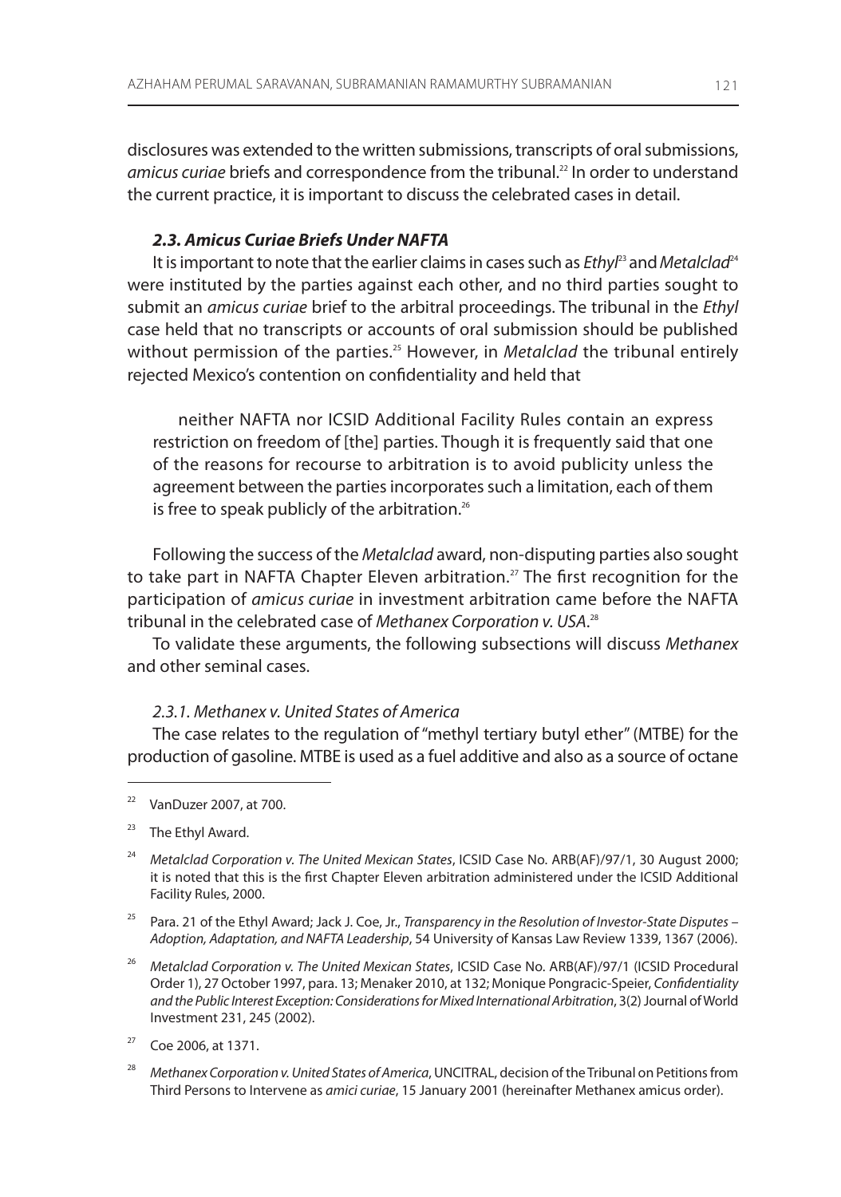disclosures was extended to the written submissions, transcripts of oral submissions, *amicus curiae* briefs and correspondence from the tribunal.[22] In order to understand the current practice, it is important to discuss the celebrated cases in detail.

### *2.3. Amicus Curiae Briefs Under NAFTA*

It is important to note that the earlier claims in cases such as *Ethyl*[23] and *Metalclad*[24] were instituted by the parties against each other, and no third parties sought to submit an *amicus curiae* brief to the arbitral proceedings. The tribunal in the *Ethyl* case held that no transcripts or accounts of oral submission should be published without permission of the parties.[25] However, in *Metalclad* the tribunal entirely rejected Mexico's contention on confidentiality and held that

> neither NAFTA nor ICSID Additional Facility Rules contain an express restriction on freedom of [the] parties. Though it is frequently said that one of the reasons for recourse to arbitration is to avoid publicity unless the agreement between the parties incorporates such a limitation, each of them is free to speak publicly of the arbitration.[26]

Following the success of the *Metalclad* award, non-disputing parties also sought to take part in NAFTA Chapter Eleven arbitration.[27] The first recognition for the participation of *amicus curiae* in investment arbitration came before the NAFTA tribunal in the celebrated case of *Methanex Corporation v. USA*.[28]

To validate these arguments, the following subsections will discuss *Methanex* and other seminal cases.

#### *2.3.1. Methanex v. United States of America*

The case relates to the regulation of "methyl tertiary butyl ether" (MTBE) for the production of gasoline. MTBE is used as a fuel additive and also as a source of octane

---

[22] VanDuzer 2007, at 700.

[23] The Ethyl Award.

[24] *Metalclad Corporation v. The United Mexican States*, ICSID Case No. ARB(AF)/97/1, 30 August 2000; it is noted that this is the first Chapter Eleven arbitration administered under the ICSID Additional Facility Rules, 2000.

[25] Para. 21 of the Ethyl Award; Jack J. Coe, Jr., *Transparency in the Resolution of Investor-State Disputes – Adoption, Adaptation, and NAFTA Leadership*, 54 University of Kansas Law Review 1339, 1367 (2006).

[26] *Metalclad Corporation v. The United Mexican States*, ICSID Case No. ARB(AF)/97/1 (ICSID Procedural Order 1), 27 October 1997, para. 13; Menaker 2010, at 132; Monique Pongracic-Speier, *Confidentiality and the Public Interest Exception: Considerations for Mixed International Arbitration*, 3(2) Journal of World Investment 231, 245 (2002).

[27] Coe 2006, at 1371.

[28] *Methanex Corporation v. United States of America*, UNCITRAL, decision of the Tribunal on Petitions from Third Persons to Intervene as *amici curiae*, 15 January 2001 (hereinafter Methanex amicus order).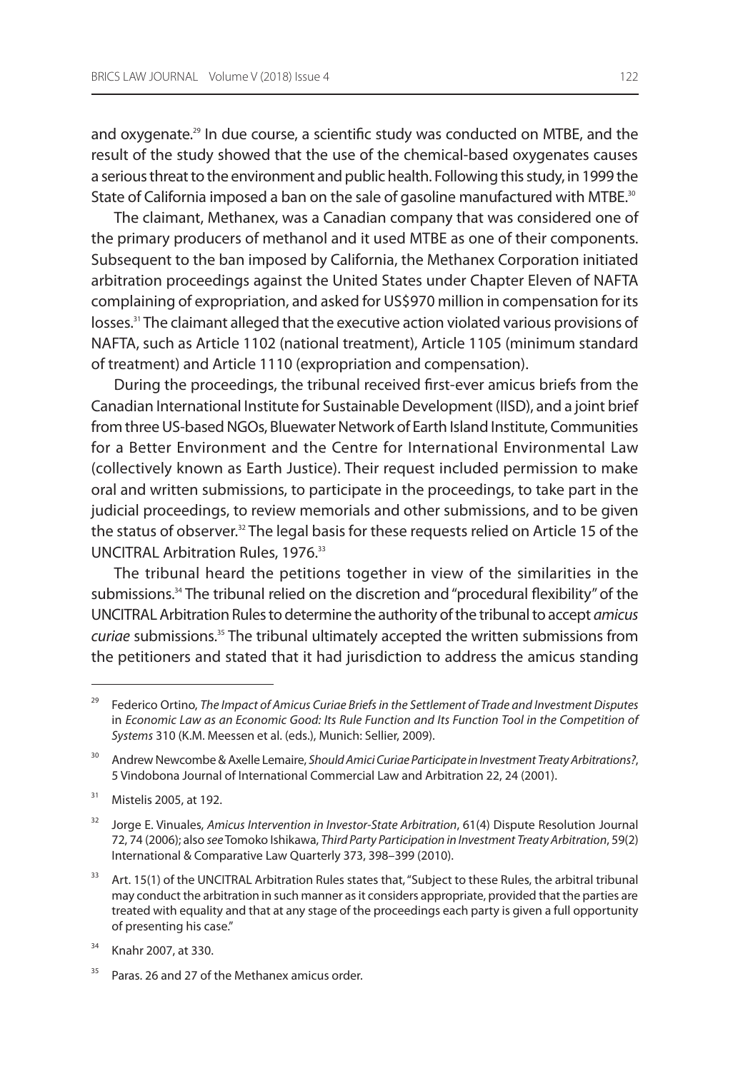and oxygenate.[29] In due course, a scientific study was conducted on MTBE, and the result of the study showed that the use of the chemical-based oxygenates causes a serious threat to the environment and public health. Following this study, in 1999 the State of California imposed a ban on the sale of gasoline manufactured with MTBE.[30]

The claimant, Methanex, was a Canadian company that was considered one of the primary producers of methanol and it used MTBE as one of their components. Subsequent to the ban imposed by California, the Methanex Corporation initiated arbitration proceedings against the United States under Chapter Eleven of NAFTA complaining of expropriation, and asked for US$970 million in compensation for its losses.[31] The claimant alleged that the executive action violated various provisions of NAFTA, such as Article 1102 (national treatment), Article 1105 (minimum standard of treatment) and Article 1110 (expropriation and compensation).

During the proceedings, the tribunal received first-ever amicus briefs from the Canadian International Institute for Sustainable Development (IISD), and a joint brief from three US-based NGOs, Bluewater Network of Earth Island Institute, Communities for a Better Environment and the Centre for International Environmental Law (collectively known as Earth Justice). Their request included permission to make oral and written submissions, to participate in the proceedings, to take part in the judicial proceedings, to review memorials and other submissions, and to be given the status of observer.[32] The legal basis for these requests relied on Article 15 of the UNCITRAL Arbitration Rules, 1976.[33]

The tribunal heard the petitions together in view of the similarities in the submissions.[34] The tribunal relied on the discretion and "procedural flexibility" of the UNCITRAL Arbitration Rules to determine the authority of the tribunal to accept *amicus curiae* submissions.[35] The tribunal ultimately accepted the written submissions from the petitioners and stated that it had jurisdiction to address the amicus standing

---

[29] Federico Ortino, *The Impact of Amicus Curiae Briefs in the Settlement of Trade and Investment Disputes* in *Economic Law as an Economic Good: Its Rule Function and Its Function Tool in the Competition of Systems* 310 (K.M. Meessen et al. (eds.), Munich: Sellier, 2009).

[30] Andrew Newcombe & Axelle Lemaire, *Should Amici Curiae Participate in Investment Treaty Arbitrations?*, 5 Vindobona Journal of International Commercial Law and Arbitration 22, 24 (2001).

[31] Mistelis 2005, at 192.

[32] Jorge E. Vinuales, *Amicus Intervention in Investor-State Arbitration*, 61(4) Dispute Resolution Journal 72, 74 (2006); also *see* Tomoko Ishikawa, *Third Party Participation in Investment Treaty Arbitration*, 59(2) International & Comparative Law Quarterly 373, 398–399 (2010).

[33] Art. 15(1) of the UNCITRAL Arbitration Rules states that, "Subject to these Rules, the arbitral tribunal may conduct the arbitration in such manner as it considers appropriate, provided that the parties are treated with equality and that at any stage of the proceedings each party is given a full opportunity of presenting his case."

[34] Knahr 2007, at 330.

[35] Paras. 26 and 27 of the Methanex amicus order.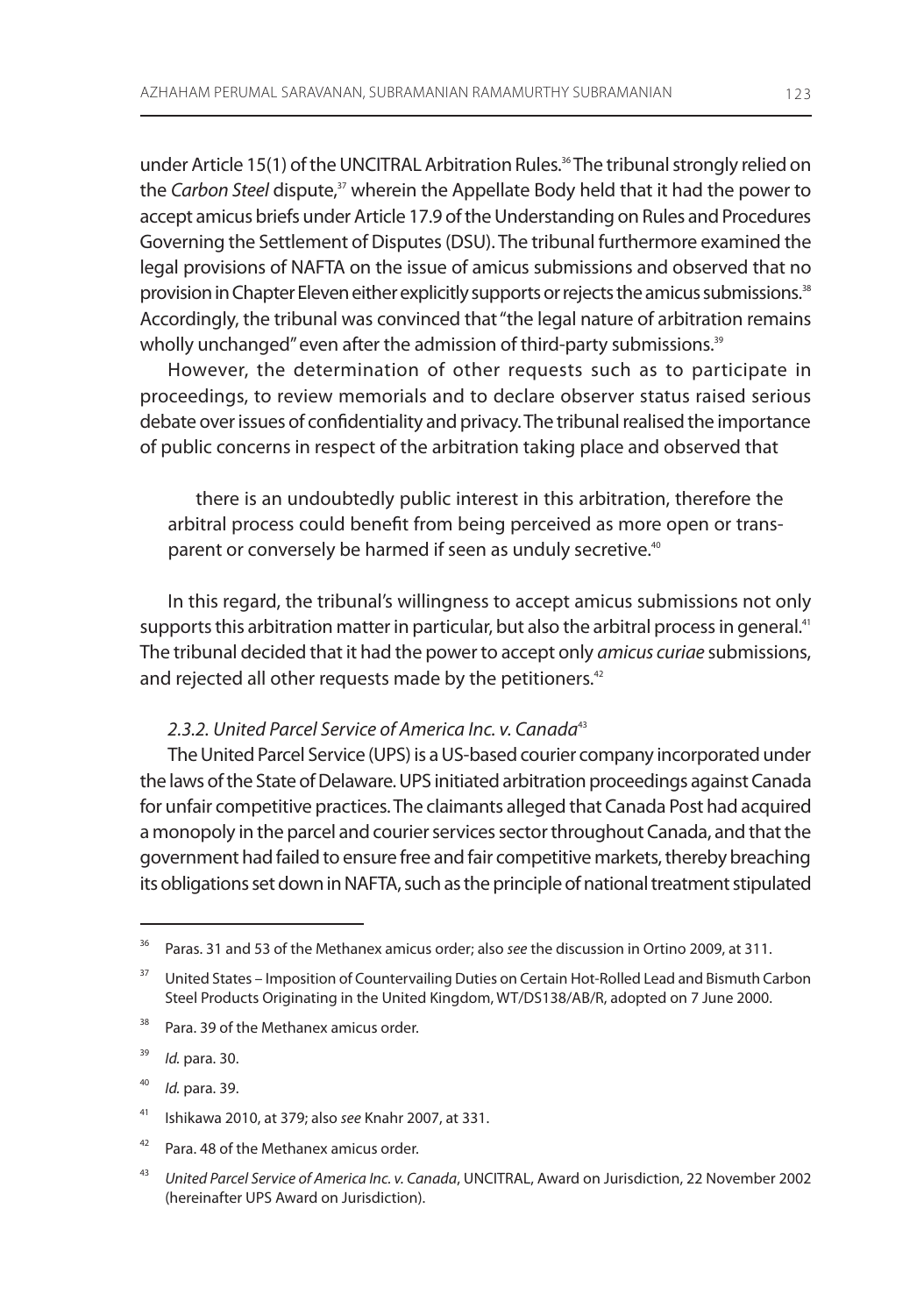under Article 15(1) of the UNCITRAL Arbitration Rules.[36] The tribunal strongly relied on the *Carbon Steel* dispute,[37] wherein the Appellate Body held that it had the power to accept amicus briefs under Article 17.9 of the Understanding on Rules and Procedures Governing the Settlement of Disputes (DSU). The tribunal furthermore examined the legal provisions of NAFTA on the issue of amicus submissions and observed that no provision in Chapter Eleven either explicitly supports or rejects the amicus submissions.[38] Accordingly, the tribunal was convinced that "the legal nature of arbitration remains wholly unchanged" even after the admission of third-party submissions.[39]

However, the determination of other requests such as to participate in proceedings, to review memorials and to declare observer status raised serious debate over issues of confidentiality and privacy. The tribunal realised the importance of public concerns in respect of the arbitration taking place and observed that

> there is an undoubtedly public interest in this arbitration, therefore the arbitral process could benefit from being perceived as more open or transparent or conversely be harmed if seen as unduly secretive.[40]

In this regard, the tribunal's willingness to accept amicus submissions not only supports this arbitration matter in particular, but also the arbitral process in general.[41] The tribunal decided that it had the power to accept only *amicus curiae* submissions, and rejected all other requests made by the petitioners.[42]

#### *2.3.2. United Parcel Service of America Inc. v. Canada*[43]

The United Parcel Service (UPS) is a US-based courier company incorporated under the laws of the State of Delaware. UPS initiated arbitration proceedings against Canada for unfair competitive practices. The claimants alleged that Canada Post had acquired a monopoly in the parcel and courier services sector throughout Canada, and that the government had failed to ensure free and fair competitive markets, thereby breaching its obligations set down in NAFTA, such as the principle of national treatment stipulated

---

[36] Paras. 31 and 53 of the Methanex amicus order; also *see* the discussion in Ortino 2009, at 311.

[37] United States – Imposition of Countervailing Duties on Certain Hot-Rolled Lead and Bismuth Carbon Steel Products Originating in the United Kingdom, WT/DS138/AB/R, adopted on 7 June 2000.

[38] Para. 39 of the Methanex amicus order.

[39] *Id.* para. 30.

[40] *Id.* para. 39.

[41] Ishikawa 2010, at 379; also *see* Knahr 2007, at 331.

[42] Para. 48 of the Methanex amicus order.

[43] *United Parcel Service of America Inc. v. Canada*, UNCITRAL, Award on Jurisdiction, 22 November 2002 (hereinafter UPS Award on Jurisdiction).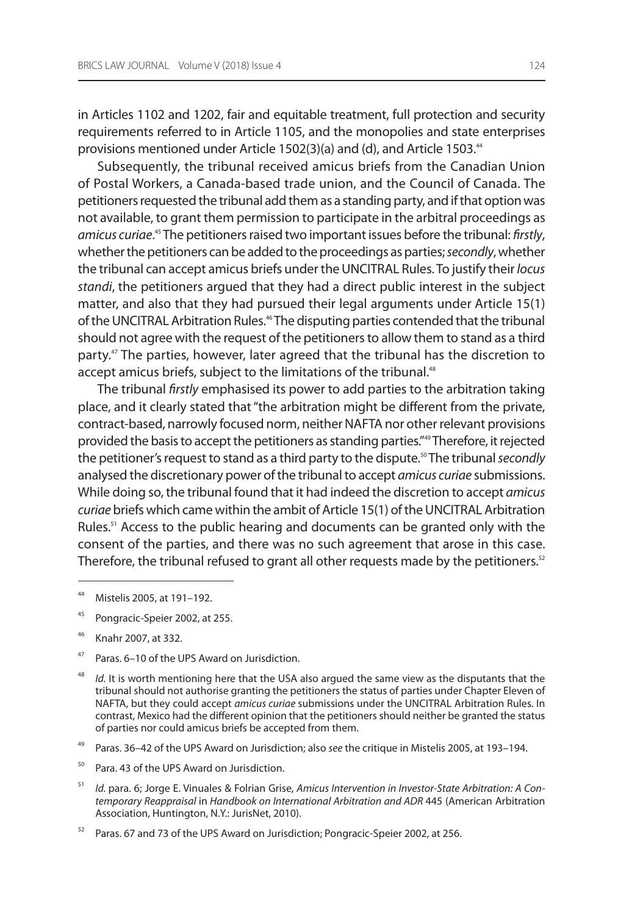in Articles 1102 and 1202, fair and equitable treatment, full protection and security requirements referred to in Article 1105, and the monopolies and state enterprises provisions mentioned under Article 1502(3)(a) and (d), and Article 1503.[44]

Subsequently, the tribunal received amicus briefs from the Canadian Union of Postal Workers, a Canada-based trade union, and the Council of Canada. The petitioners requested the tribunal add them as a standing party, and if that option was not available, to grant them permission to participate in the arbitral proceedings as *amicus curiae*.[45] The petitioners raised two important issues before the tribunal: *firstly*, whether the petitioners can be added to the proceedings as parties; *secondly*, whether the tribunal can accept amicus briefs under the UNCITRAL Rules. To justify their *locus standi*, the petitioners argued that they had a direct public interest in the subject matter, and also that they had pursued their legal arguments under Article 15(1) of the UNCITRAL Arbitration Rules.[46] The disputing parties contended that the tribunal should not agree with the request of the petitioners to allow them to stand as a third party.[47] The parties, however, later agreed that the tribunal has the discretion to accept amicus briefs, subject to the limitations of the tribunal.[48]

The tribunal *firstly* emphasised its power to add parties to the arbitration taking place, and it clearly stated that "the arbitration might be different from the private, contract-based, narrowly focused norm, neither NAFTA nor other relevant provisions provided the basis to accept the petitioners as standing parties."[49] Therefore, it rejected the petitioner's request to stand as a third party to the dispute.[50] The tribunal *secondly* analysed the discretionary power of the tribunal to accept *amicus curiae* submissions. While doing so, the tribunal found that it had indeed the discretion to accept *amicus curiae* briefs which came within the ambit of Article 15(1) of the UNCITRAL Arbitration Rules.[51] Access to the public hearing and documents can be granted only with the consent of the parties, and there was no such agreement that arose in this case. Therefore, the tribunal refused to grant all other requests made by the petitioners.[52]

---

[44] Mistelis 2005, at 191–192.

[45] Pongracic-Speier 2002, at 255.

[46] Knahr 2007, at 332.

[47] Paras. 6–10 of the UPS Award on Jurisdiction.

[48] *Id.* It is worth mentioning here that the USA also argued the same view as the disputants that the tribunal should not authorise granting the petitioners the status of parties under Chapter Eleven of NAFTA, but they could accept *amicus curiae* submissions under the UNCITRAL Arbitration Rules. In contrast, Mexico had the different opinion that the petitioners should neither be granted the status of parties nor could amicus briefs be accepted from them.

[49] Paras. 36–42 of the UPS Award on Jurisdiction; also *see* the critique in Mistelis 2005, at 193–194.

[50] Para. 43 of the UPS Award on Jurisdiction.

[51] *Id.* para. 6; Jorge E. Vinuales & Folrian Grise, *Amicus Intervention in Investor-State Arbitration: A Contemporary Reappraisal* in *Handbook on International Arbitration and ADR* 445 (American Arbitration Association, Huntington, N.Y.: JurisNet, 2010).

[52] Paras. 67 and 73 of the UPS Award on Jurisdiction; Pongracic-Speier 2002, at 256.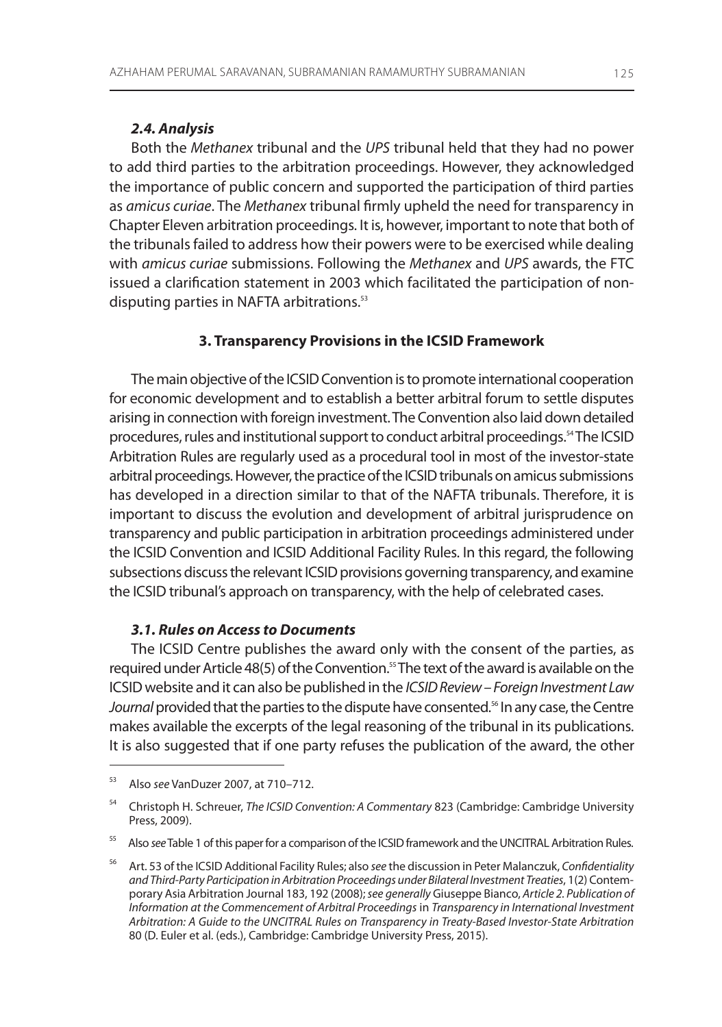### *2.4. Analysis*

Both the *Methanex* tribunal and the *UPS* tribunal held that they had no power to add third parties to the arbitration proceedings. However, they acknowledged the importance of public concern and supported the participation of third parties as *amicus curiae*. The *Methanex* tribunal firmly upheld the need for transparency in Chapter Eleven arbitration proceedings. It is, however, important to note that both of the tribunals failed to address how their powers were to be exercised while dealing with *amicus curiae* submissions. Following the *Methanex* and *UPS* awards, the FTC issued a clarification statement in 2003 which facilitated the participation of non-disputing parties in NAFTA arbitrations.[53]

## 3. Transparency Provisions in the ICSID Framework

The main objective of the ICSID Convention is to promote international cooperation for economic development and to establish a better arbitral forum to settle disputes arising in connection with foreign investment. The Convention also laid down detailed procedures, rules and institutional support to conduct arbitral proceedings.[54] The ICSID Arbitration Rules are regularly used as a procedural tool in most of the investor-state arbitral proceedings. However, the practice of the ICSID tribunals on amicus submissions has developed in a direction similar to that of the NAFTA tribunals. Therefore, it is important to discuss the evolution and development of arbitral jurisprudence on transparency and public participation in arbitration proceedings administered under the ICSID Convention and ICSID Additional Facility Rules. In this regard, the following subsections discuss the relevant ICSID provisions governing transparency, and examine the ICSID tribunal's approach on transparency, with the help of celebrated cases.

### *3.1. Rules on Access to Documents*

The ICSID Centre publishes the award only with the consent of the parties, as required under Article 48(5) of the Convention.[55] The text of the award is available on the ICSID website and it can also be published in the *ICSID Review – Foreign Investment Law Journal* provided that the parties to the dispute have consented.[56] In any case, the Centre makes available the excerpts of the legal reasoning of the tribunal in its publications. It is also suggested that if one party refuses the publication of the award, the other

---

[53] Also *see* VanDuzer 2007, at 710–712.

[54] Christoph H. Schreuer, *The ICSID Convention: A Commentary* 823 (Cambridge: Cambridge University Press, 2009).

[55] Also *see* Table 1 of this paper for a comparison of the ICSID framework and the UNCITRAL Arbitration Rules.

[56] Art. 53 of the ICSID Additional Facility Rules; also *see* the discussion in Peter Malanczuk, *Confidentiality and Third-Party Participation in Arbitration Proceedings under Bilateral Investment Treaties*, 1(2) Contemporary Asia Arbitration Journal 183, 192 (2008); *see generally* Giuseppe Bianco, *Article 2. Publication of Information at the Commencement of Arbitral Proceedings* in *Transparency in International Investment Arbitration: A Guide to the UNCITRAL Rules on Transparency in Treaty-Based Investor-State Arbitration* 80 (D. Euler et al. (eds.), Cambridge: Cambridge University Press, 2015).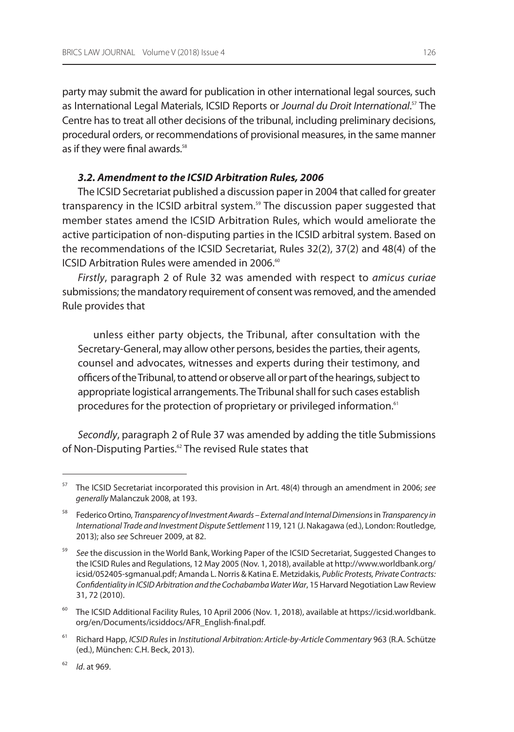party may submit the award for publication in other international legal sources, such as International Legal Materials, ICSID Reports or *Journal du Droit International*.[57] The Centre has to treat all other decisions of the tribunal, including preliminary decisions, procedural orders, or recommendations of provisional measures, in the same manner as if they were final awards.[58]

### *3.2. Amendment to the ICSID Arbitration Rules, 2006*

The ICSID Secretariat published a discussion paper in 2004 that called for greater transparency in the ICSID arbitral system.[59] The discussion paper suggested that member states amend the ICSID Arbitration Rules, which would ameliorate the active participation of non-disputing parties in the ICSID arbitral system. Based on the recommendations of the ICSID Secretariat, Rules 32(2), 37(2) and 48(4) of the ICSID Arbitration Rules were amended in 2006.[60]

*Firstly*, paragraph 2 of Rule 32 was amended with respect to *amicus curiae* submissions; the mandatory requirement of consent was removed, and the amended Rule provides that

> unless either party objects, the Tribunal, after consultation with the Secretary-General, may allow other persons, besides the parties, their agents, counsel and advocates, witnesses and experts during their testimony, and officers of the Tribunal, to attend or observe all or part of the hearings, subject to appropriate logistical arrangements. The Tribunal shall for such cases establish procedures for the protection of proprietary or privileged information.[61]

*Secondly*, paragraph 2 of Rule 37 was amended by adding the title Submissions of Non-Disputing Parties.[62] The revised Rule states that

---

[57] The ICSID Secretariat incorporated this provision in Art. 48(4) through an amendment in 2006; *see generally* Malanczuk 2008, at 193.

[58] Federico Ortino, *Transparency of Investment Awards – External and Internal Dimensions* in *Transparency in International Trade and Investment Dispute Settlement* 119, 121 (J. Nakagawa (ed.), London: Routledge, 2013); also *see* Schreuer 2009, at 82.

[59] *See* the discussion in the World Bank, Working Paper of the ICSID Secretariat, Suggested Changes to the ICSID Rules and Regulations, 12 May 2005 (Nov. 1, 2018), available at http://www.worldbank.org/icsid/052405-sgmanual.pdf; Amanda L. Norris & Katina E. Metzidakis, *Public Protests, Private Contracts: Confidentiality in ICSID Arbitration and the Cochabamba Water War*, 15 Harvard Negotiation Law Review 31, 72 (2010).

[60] The ICSID Additional Facility Rules, 10 April 2006 (Nov. 1, 2018), available at https://icsid.worldbank.org/en/Documents/icsiddocs/AFR_English-final.pdf.

[61] Richard Happ, *ICSID Rules* in *Institutional Arbitration: Article-by-Article Commentary* 963 (R.A. Schütze (ed.), München: C.H. Beck, 2013).

[62] *Id*. at 969.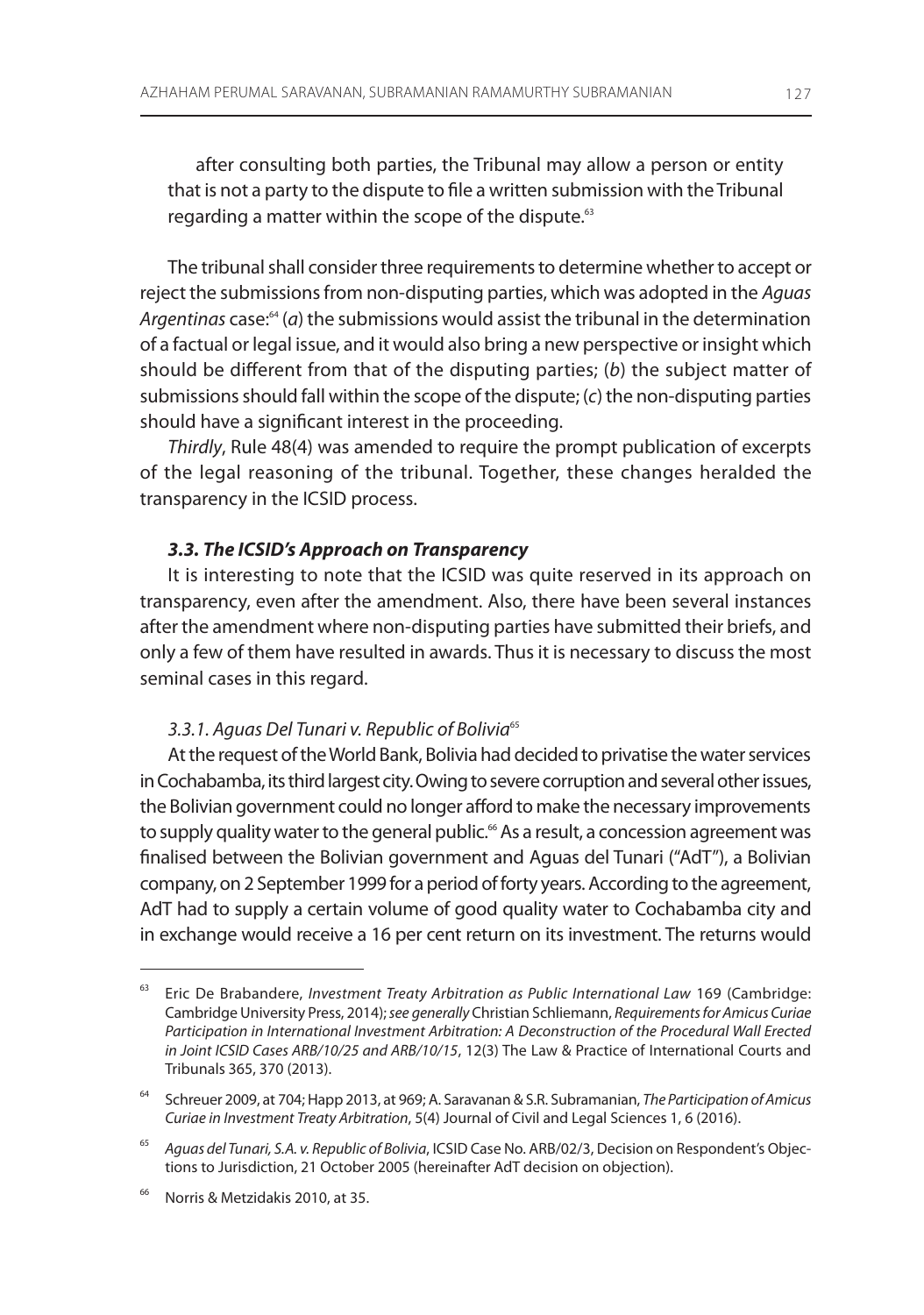after consulting both parties, the Tribunal may allow a person or entity that is not a party to the dispute to file a written submission with the Tribunal regarding a matter within the scope of the dispute.[63]

The tribunal shall consider three requirements to determine whether to accept or reject the submissions from non-disputing parties, which was adopted in the *Aguas Argentinas* case:[64] (*a*) the submissions would assist the tribunal in the determination of a factual or legal issue, and it would also bring a new perspective or insight which should be different from that of the disputing parties; (*b*) the subject matter of submissions should fall within the scope of the dispute; (*c*) the non-disputing parties should have a significant interest in the proceeding.

*Thirdly*, Rule 48(4) was amended to require the prompt publication of excerpts of the legal reasoning of the tribunal. Together, these changes heralded the transparency in the ICSID process.

### *3.3. The ICSID's Approach on Transparency*

It is interesting to note that the ICSID was quite reserved in its approach on transparency, even after the amendment. Also, there have been several instances after the amendment where non-disputing parties have submitted their briefs, and only a few of them have resulted in awards. Thus it is necessary to discuss the most seminal cases in this regard.

#### *3.3.1. Aguas Del Tunari v. Republic of Bolivia*[65]

At the request of the World Bank, Bolivia had decided to privatise the water services in Cochabamba, its third largest city. Owing to severe corruption and several other issues, the Bolivian government could no longer afford to make the necessary improvements to supply quality water to the general public.[66] As a result, a concession agreement was finalised between the Bolivian government and Aguas del Tunari ("AdT"), a Bolivian company, on 2 September 1999 for a period of forty years. According to the agreement, AdT had to supply a certain volume of good quality water to Cochabamba city and in exchange would receive a 16 per cent return on its investment. The returns would

---

[63] Eric De Brabandere, *Investment Treaty Arbitration as Public International Law* 169 (Cambridge: Cambridge University Press, 2014); *see generally* Christian Schliemann, *Requirements for Amicus Curiae Participation in International Investment Arbitration: A Deconstruction of the Procedural Wall Erected in Joint ICSID Cases ARB/10/25 and ARB/10/15*, 12(3) The Law & Practice of International Courts and Tribunals 365, 370 (2013).

[64] Schreuer 2009, at 704; Happ 2013, at 969; A. Saravanan & S.R. Subramanian, *The Participation of Amicus Curiae in Investment Treaty Arbitration*, 5(4) Journal of Civil and Legal Sciences 1, 6 (2016).

[65] *Aguas del Tunari, S.A. v. Republic of Bolivia*, ICSID Case No. ARB/02/3, Decision on Respondent's Objections to Jurisdiction, 21 October 2005 (hereinafter AdT decision on objection).

[66] Norris & Metzidakis 2010, at 35.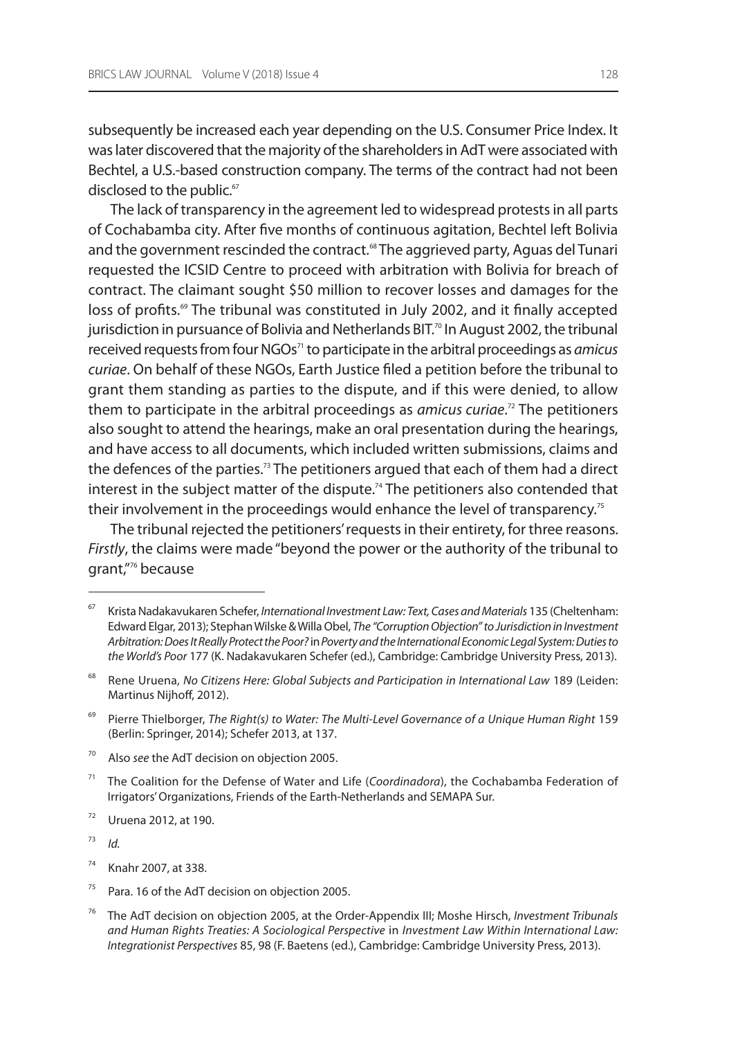subsequently be increased each year depending on the U.S. Consumer Price Index. It was later discovered that the majority of the shareholders in AdT were associated with Bechtel, a U.S.-based construction company. The terms of the contract had not been disclosed to the public.[67]

The lack of transparency in the agreement led to widespread protests in all parts of Cochabamba city. After five months of continuous agitation, Bechtel left Bolivia and the government rescinded the contract.[68] The aggrieved party, Aguas del Tunari requested the ICSID Centre to proceed with arbitration with Bolivia for breach of contract. The claimant sought $50 million to recover losses and damages for the loss of profits.[69] The tribunal was constituted in July 2002, and it finally accepted jurisdiction in pursuance of Bolivia and Netherlands BIT.[70] In August 2002, the tribunal received requests from four NGOs[71] to participate in the arbitral proceedings as *amicus curiae*. On behalf of these NGOs, Earth Justice filed a petition before the tribunal to grant them standing as parties to the dispute, and if this were denied, to allow them to participate in the arbitral proceedings as *amicus curiae*.[72] The petitioners also sought to attend the hearings, make an oral presentation during the hearings, and have access to all documents, which included written submissions, claims and the defences of the parties.[73] The petitioners argued that each of them had a direct interest in the subject matter of the dispute.[74] The petitioners also contended that their involvement in the proceedings would enhance the level of transparency.[75]

The tribunal rejected the petitioners' requests in their entirety, for three reasons. *Firstly*, the claims were made "beyond the power or the authority of the tribunal to grant,"[76] because

---

[67] Krista Nadakavukaren Schefer, *International Investment Law: Text, Cases and Materials* 135 (Cheltenham: Edward Elgar, 2013); Stephan Wilske & Willa Obel, *The "Corruption Objection" to Jurisdiction in Investment Arbitration: Does It Really Protect the Poor?* in *Poverty and the International Economic Legal System: Duties to the World's Poor* 177 (K. Nadakavukaren Schefer (ed.), Cambridge: Cambridge University Press, 2013).

[68] Rene Uruena, *No Citizens Here: Global Subjects and Participation in International Law* 189 (Leiden: Martinus Nijhoff, 2012).

[69] Pierre Thielborger, *The Right(s) to Water: The Multi-Level Governance of a Unique Human Right* 159 (Berlin: Springer, 2014); Schefer 2013, at 137.

[70] Also *see* the AdT decision on objection 2005.

[71] The Coalition for the Defense of Water and Life (*Coordinadora*), the Cochabamba Federation of Irrigators' Organizations, Friends of the Earth-Netherlands and SEMAPA Sur.

[72] Uruena 2012, at 190.

[73] *Id.*

[74] Knahr 2007, at 338.

[75] Para. 16 of the AdT decision on objection 2005.

[76] The AdT decision on objection 2005, at the Order-Appendix III; Moshe Hirsch, *Investment Tribunals and Human Rights Treaties: A Sociological Perspective* in *Investment Law Within International Law: Integrationist Perspectives* 85, 98 (F. Baetens (ed.), Cambridge: Cambridge University Press, 2013).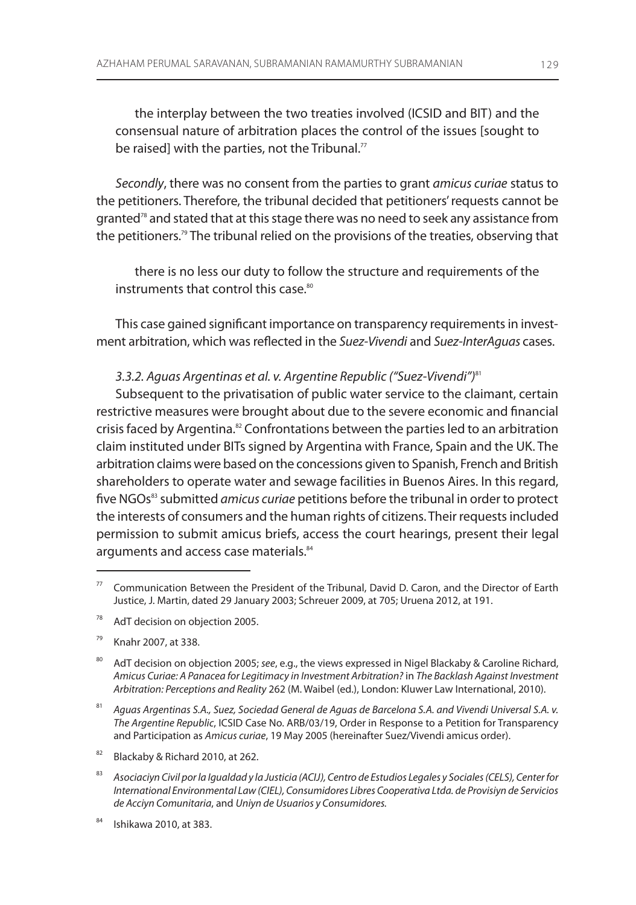> the interplay between the two treaties involved (ICSID and BIT) and the consensual nature of arbitration places the control of the issues [sought to be raised] with the parties, not the Tribunal.[77]

*Secondly*, there was no consent from the parties to grant *amicus curiae* status to the petitioners. Therefore, the tribunal decided that petitioners' requests cannot be granted[78] and stated that at this stage there was no need to seek any assistance from the petitioners.[79] The tribunal relied on the provisions of the treaties, observing that

> there is no less our duty to follow the structure and requirements of the instruments that control this case.[80]

This case gained significant importance on transparency requirements in investment arbitration, which was reflected in the *Suez-Vivendi* and *Suez-InterAguas* cases.

### *3.3.2. Aguas Argentinas et al. v. Argentine Republic ("Suez-Vivendi")*[81]

Subsequent to the privatisation of public water service to the claimant, certain restrictive measures were brought about due to the severe economic and financial crisis faced by Argentina.[82] Confrontations between the parties led to an arbitration claim instituted under BITs signed by Argentina with France, Spain and the UK. The arbitration claims were based on the concessions given to Spanish, French and British shareholders to operate water and sewage facilities in Buenos Aires. In this regard, five NGOs[83] submitted *amicus curiae* petitions before the tribunal in order to protect the interests of consumers and the human rights of citizens. Their requests included permission to submit amicus briefs, access the court hearings, present their legal arguments and access case materials.[84]

---

[77] Communication Between the President of the Tribunal, David D. Caron, and the Director of Earth Justice, J. Martin, dated 29 January 2003; Schreuer 2009, at 705; Uruena 2012, at 191.

[78] AdT decision on objection 2005.

[79] Knahr 2007, at 338.

[80] AdT decision on objection 2005; *see*, e.g., the views expressed in Nigel Blackaby & Caroline Richard, *Amicus Curiae: A Panacea for Legitimacy in Investment Arbitration?* in *The Backlash Against Investment Arbitration: Perceptions and Reality* 262 (M. Waibel (ed.), London: Kluwer Law International, 2010).

[81] *Aguas Argentinas S.A., Suez, Sociedad General de Aguas de Barcelona S.A. and Vivendi Universal S.A. v. The Argentine Republic*, ICSID Case No. ARB/03/19, Order in Response to a Petition for Transparency and Participation as *Amicus curiae*, 19 May 2005 (hereinafter Suez/Vivendi amicus order).

[82] Blackaby & Richard 2010, at 262.

[83] *Asociaciyn Civil por la Igualdad y la Justicia (ACIJ), Centro de Estudios Legales y Sociales (CELS), Center for International Environmental Law (CIEL), Consumidores Libres Cooperativa Ltda. de Provisiyn de Servicios de Acciyn Comunitaria*, and *Uniyn de Usuarios y Consumidores.*

[84] Ishikawa 2010, at 383.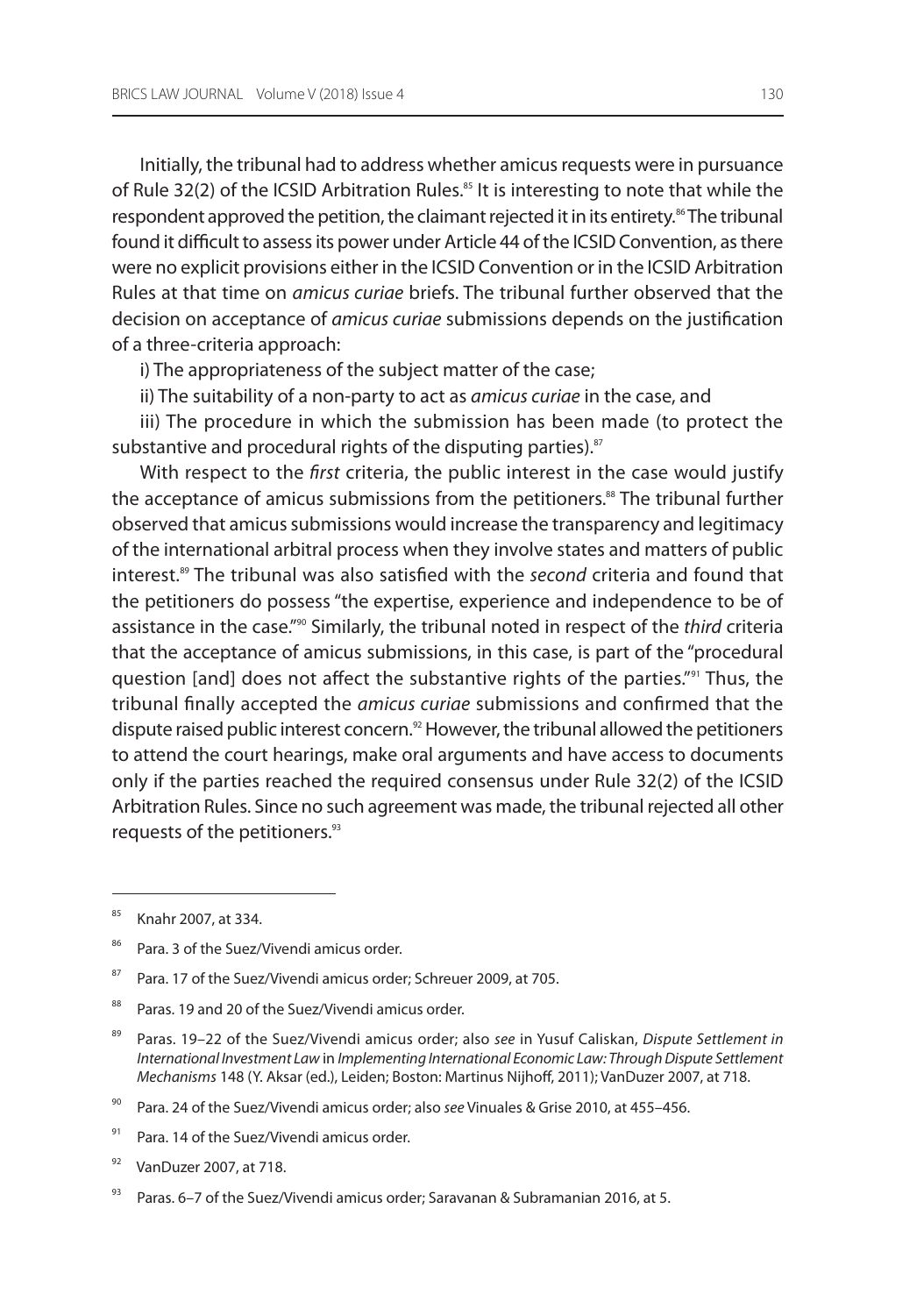Initially, the tribunal had to address whether amicus requests were in pursuance of Rule 32(2) of the ICSID Arbitration Rules.[85] It is interesting to note that while the respondent approved the petition, the claimant rejected it in its entirety.[86] The tribunal found it difficult to assess its power under Article 44 of the ICSID Convention, as there were no explicit provisions either in the ICSID Convention or in the ICSID Arbitration Rules at that time on *amicus curiae* briefs. The tribunal further observed that the decision on acceptance of *amicus curiae* submissions depends on the justification of a three-criteria approach:

i) The appropriateness of the subject matter of the case;

ii) The suitability of a non-party to act as *amicus curiae* in the case, and

iii) The procedure in which the submission has been made (to protect the substantive and procedural rights of the disputing parties).[87]

With respect to the *first* criteria, the public interest in the case would justify the acceptance of amicus submissions from the petitioners.[88] The tribunal further observed that amicus submissions would increase the transparency and legitimacy of the international arbitral process when they involve states and matters of public interest.[89] The tribunal was also satisfied with the *second* criteria and found that the petitioners do possess "the expertise, experience and independence to be of assistance in the case."[90] Similarly, the tribunal noted in respect of the *third* criteria that the acceptance of amicus submissions, in this case, is part of the "procedural question [and] does not affect the substantive rights of the parties."[91] Thus, the tribunal finally accepted the *amicus curiae* submissions and confirmed that the dispute raised public interest concern.[92] However, the tribunal allowed the petitioners to attend the court hearings, make oral arguments and have access to documents only if the parties reached the required consensus under Rule 32(2) of the ICSID Arbitration Rules. Since no such agreement was made, the tribunal rejected all other requests of the petitioners.[93]

---

[85] Knahr 2007, at 334.

[86] Para. 3 of the Suez/Vivendi amicus order.

[87] Para. 17 of the Suez/Vivendi amicus order; Schreuer 2009, at 705.

[88] Paras. 19 and 20 of the Suez/Vivendi amicus order.

[89] Paras. 19–22 of the Suez/Vivendi amicus order; also *see* in Yusuf Caliskan, *Dispute Settlement in International Investment Law* in *Implementing International Economic Law: Through Dispute Settlement Mechanisms* 148 (Y. Aksar (ed.), Leiden; Boston: Martinus Nijhoff, 2011); VanDuzer 2007, at 718.

[90] Para. 24 of the Suez/Vivendi amicus order; also *see* Vinuales & Grise 2010, at 455–456.

[91] Para. 14 of the Suez/Vivendi amicus order.

[92] VanDuzer 2007, at 718.

[93] Paras. 6–7 of the Suez/Vivendi amicus order; Saravanan & Subramanian 2016, at 5.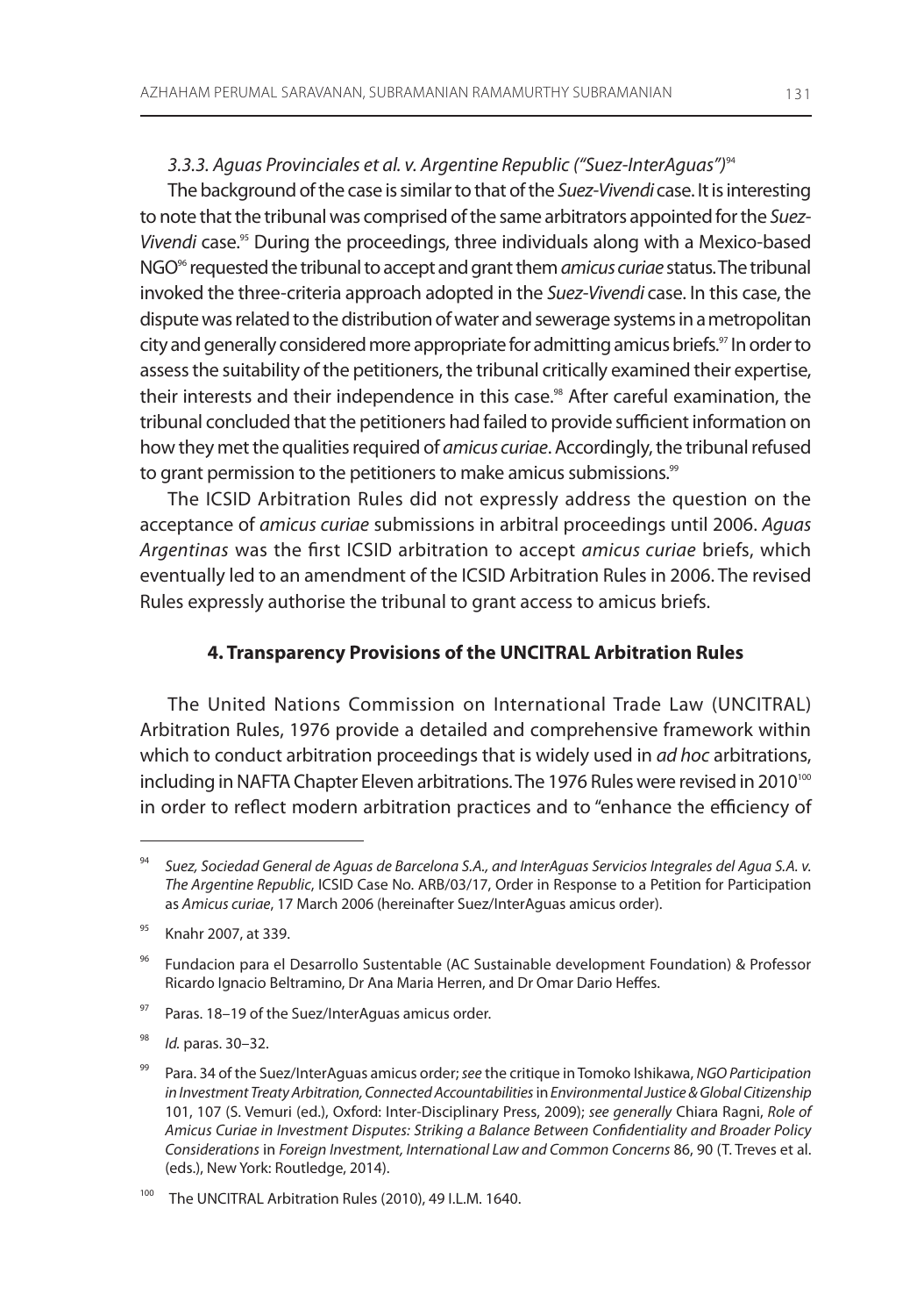*3.3.3. Aguas Provinciales et al. v. Argentine Republic ("Suez-InterAguas")*[94]

The background of the case is similar to that of the *Suez-Vivendi* case. It is interesting to note that the tribunal was comprised of the same arbitrators appointed for the *Suez-Vivendi* case.[95] During the proceedings, three individuals along with a Mexico-based NGO[96] requested the tribunal to accept and grant them *amicus curiae* status. The tribunal invoked the three-criteria approach adopted in the *Suez-Vivendi* case. In this case, the dispute was related to the distribution of water and sewerage systems in a metropolitan city and generally considered more appropriate for admitting amicus briefs.[97] In order to assess the suitability of the petitioners, the tribunal critically examined their expertise, their interests and their independence in this case.[98] After careful examination, the tribunal concluded that the petitioners had failed to provide sufficient information on how they met the qualities required of *amicus curiae*. Accordingly, the tribunal refused to grant permission to the petitioners to make amicus submissions.[99]

The ICSID Arbitration Rules did not expressly address the question on the acceptance of *amicus curiae* submissions in arbitral proceedings until 2006. *Aguas Argentinas* was the first ICSID arbitration to accept *amicus curiae* briefs, which eventually led to an amendment of the ICSID Arbitration Rules in 2006. The revised Rules expressly authorise the tribunal to grant access to amicus briefs.

## 4. Transparency Provisions of the UNCITRAL Arbitration Rules

The United Nations Commission on International Trade Law (UNCITRAL) Arbitration Rules, 1976 provide a detailed and comprehensive framework within which to conduct arbitration proceedings that is widely used in *ad hoc* arbitrations, including in NAFTA Chapter Eleven arbitrations. The 1976 Rules were revised in 2010[100] in order to reflect modern arbitration practices and to "enhance the efficiency of

---

[94] *Suez, Sociedad General de Aguas de Barcelona S.A., and InterAguas Servicios Integrales del Agua S.A. v. The Argentine Republic*, ICSID Case No. ARB/03/17, Order in Response to a Petition for Participation as *Amicus curiae*, 17 March 2006 (hereinafter Suez/InterAguas amicus order).

[95] Knahr 2007, at 339.

[96] Fundacion para el Desarrollo Sustentable (AC Sustainable development Foundation) & Professor Ricardo Ignacio Beltramino, Dr Ana Maria Herren, and Dr Omar Dario Heffes.

[97] Paras. 18–19 of the Suez/InterAguas amicus order.

[98] *Id.* paras. 30–32.

[99] Para. 34 of the Suez/InterAguas amicus order; *see* the critique in Tomoko Ishikawa, *NGO Participation in Investment Treaty Arbitration, Connected Accountabilities* in *Environmental Justice & Global Citizenship* 101, 107 (S. Vemuri (ed.), Oxford: Inter-Disciplinary Press, 2009); *see generally* Chiara Ragni, *Role of Amicus Curiae in Investment Disputes: Striking a Balance Between Confidentiality and Broader Policy Considerations* in *Foreign Investment, International Law and Common Concerns* 86, 90 (T. Treves et al. (eds.), New York: Routledge, 2014).

[100] The UNCITRAL Arbitration Rules (2010), 49 I.L.M. 1640.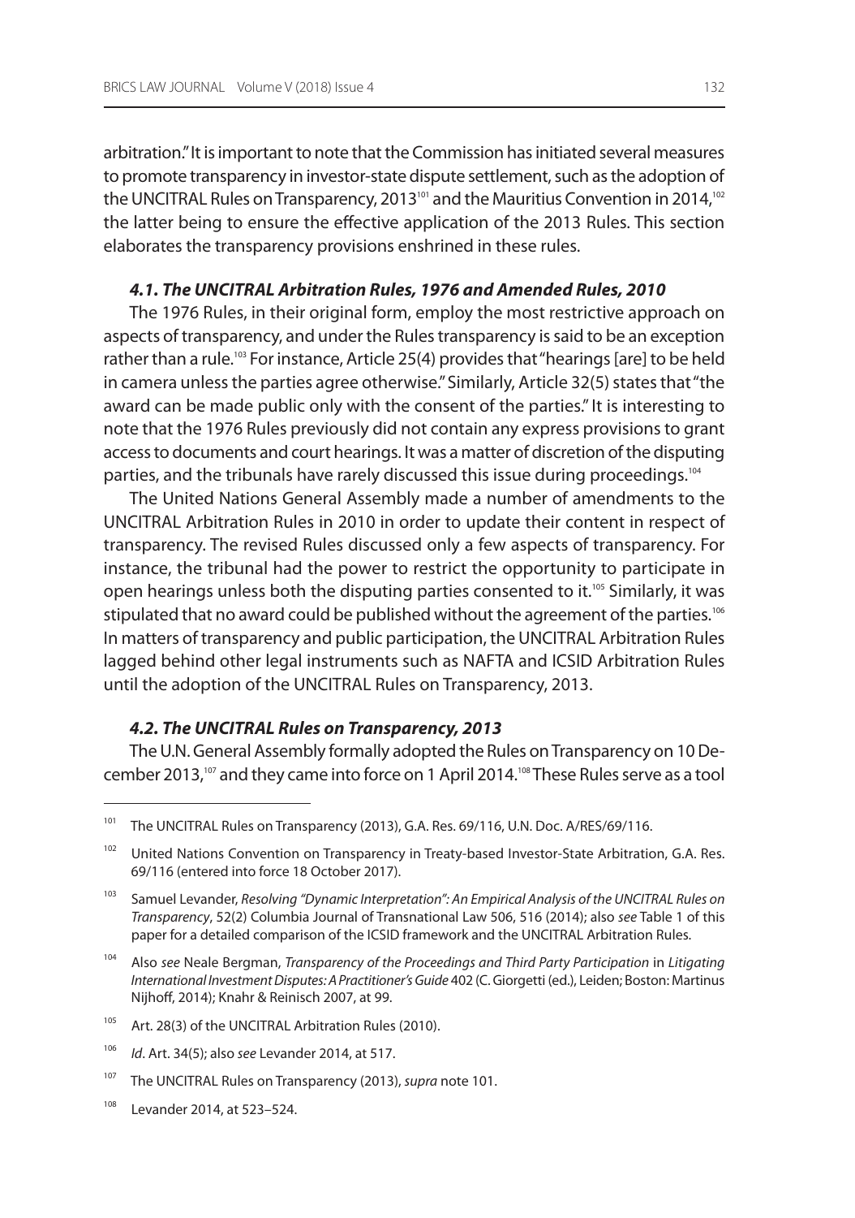arbitration." It is important to note that the Commission has initiated several measures to promote transparency in investor-state dispute settlement, such as the adoption of the UNCITRAL Rules on Transparency, 2013[101] and the Mauritius Convention in 2014,[102] the latter being to ensure the effective application of the 2013 Rules. This section elaborates the transparency provisions enshrined in these rules.

### *4.1. The UNCITRAL Arbitration Rules, 1976 and Amended Rules, 2010*

The 1976 Rules, in their original form, employ the most restrictive approach on aspects of transparency, and under the Rules transparency is said to be an exception rather than a rule.[103] For instance, Article 25(4) provides that "hearings [are] to be held in camera unless the parties agree otherwise." Similarly, Article 32(5) states that "the award can be made public only with the consent of the parties." It is interesting to note that the 1976 Rules previously did not contain any express provisions to grant access to documents and court hearings. It was a matter of discretion of the disputing parties, and the tribunals have rarely discussed this issue during proceedings.[104]

The United Nations General Assembly made a number of amendments to the UNCITRAL Arbitration Rules in 2010 in order to update their content in respect of transparency. The revised Rules discussed only a few aspects of transparency. For instance, the tribunal had the power to restrict the opportunity to participate in open hearings unless both the disputing parties consented to it.[105] Similarly, it was stipulated that no award could be published without the agreement of the parties.[106] In matters of transparency and public participation, the UNCITRAL Arbitration Rules lagged behind other legal instruments such as NAFTA and ICSID Arbitration Rules until the adoption of the UNCITRAL Rules on Transparency, 2013.

### *4.2. The UNCITRAL Rules on Transparency, 2013*

The U.N. General Assembly formally adopted the Rules on Transparency on 10 December 2013,[107] and they came into force on 1 April 2014.[108] These Rules serve as a tool

---

[101] The UNCITRAL Rules on Transparency (2013), G.A. Res. 69/116, U.N. Doc. A/RES/69/116.

[102] United Nations Convention on Transparency in Treaty-based Investor-State Arbitration, G.A. Res. 69/116 (entered into force 18 October 2017).

[103] Samuel Levander, *Resolving "Dynamic Interpretation": An Empirical Analysis of the UNCITRAL Rules on Transparency*, 52(2) Columbia Journal of Transnational Law 506, 516 (2014); also *see* Table 1 of this paper for a detailed comparison of the ICSID framework and the UNCITRAL Arbitration Rules.

[104] Also *see* Neale Bergman, *Transparency of the Proceedings and Third Party Participation* in *Litigating International Investment Disputes: A Practitioner's Guide* 402 (C. Giorgetti (ed.), Leiden; Boston: Martinus Nijhoff, 2014); Knahr & Reinisch 2007, at 99.

[105] Art. 28(3) of the UNCITRAL Arbitration Rules (2010).

[106] *Id*. Art. 34(5); also *see* Levander 2014, at 517.

[107] The UNCITRAL Rules on Transparency (2013), *supra* note 101.

[108] Levander 2014, at 523–524.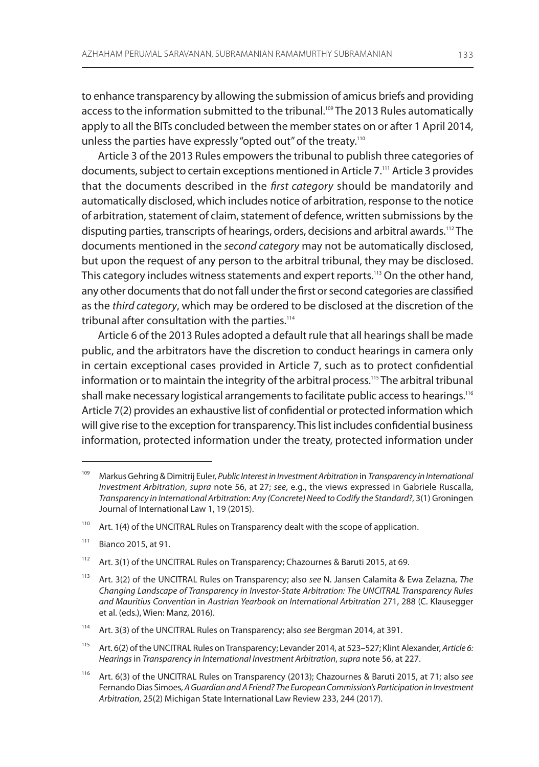to enhance transparency by allowing the submission of amicus briefs and providing access to the information submitted to the tribunal.[109] The 2013 Rules automatically apply to all the BITs concluded between the member states on or after 1 April 2014, unless the parties have expressly "opted out" of the treaty.[110]

Article 3 of the 2013 Rules empowers the tribunal to publish three categories of documents, subject to certain exceptions mentioned in Article 7.[111] Article 3 provides that the documents described in the *first category* should be mandatorily and automatically disclosed, which includes notice of arbitration, response to the notice of arbitration, statement of claim, statement of defence, written submissions by the disputing parties, transcripts of hearings, orders, decisions and arbitral awards.[112] The documents mentioned in the *second category* may not be automatically disclosed, but upon the request of any person to the arbitral tribunal, they may be disclosed. This category includes witness statements and expert reports.[113] On the other hand, any other documents that do not fall under the first or second categories are classified as the *third category*, which may be ordered to be disclosed at the discretion of the tribunal after consultation with the parties.[114]

Article 6 of the 2013 Rules adopted a default rule that all hearings shall be made public, and the arbitrators have the discretion to conduct hearings in camera only in certain exceptional cases provided in Article 7, such as to protect confidential information or to maintain the integrity of the arbitral process.[115] The arbitral tribunal shall make necessary logistical arrangements to facilitate public access to hearings.[116] Article 7(2) provides an exhaustive list of confidential or protected information which will give rise to the exception for transparency. This list includes confidential business information, protected information under the treaty, protected information under

---

[109] Markus Gehring & Dimitrij Euler, *Public Interest in Investment Arbitration* in *Transparency in International Investment Arbitration*, *supra* note 56, at 27; *see*, e.g., the views expressed in Gabriele Ruscalla, *Transparency in International Arbitration: Any (Concrete) Need to Codify the Standard?*, 3(1) Groningen Journal of International Law 1, 19 (2015).

[110] Art. 1(4) of the UNCITRAL Rules on Transparency dealt with the scope of application.

[111] Bianco 2015, at 91.

[112] Art. 3(1) of the UNCITRAL Rules on Transparency; Chazournes & Baruti 2015, at 69.

[113] Art. 3(2) of the UNCITRAL Rules on Transparency; also *see* N. Jansen Calamita & Ewa Zelazna, *The Changing Landscape of Transparency in Investor-State Arbitration: The UNCITRAL Transparency Rules and Mauritius Convention* in *Austrian Yearbook on International Arbitration* 271, 288 (C. Klausegger et al. (eds.), Wien: Manz, 2016).

[114] Art. 3(3) of the UNCITRAL Rules on Transparency; also *see* Bergman 2014, at 391.

[115] Art. 6(2) of the UNCITRAL Rules on Transparency; Levander 2014, at 523–527; Klint Alexander, *Article 6: Hearings* in *Transparency in International Investment Arbitration*, *supra* note 56, at 227.

[116] Art. 6(3) of the UNCITRAL Rules on Transparency (2013); Chazournes & Baruti 2015, at 71; also *see* Fernando Dias Simoes, *A Guardian and A Friend? The European Commission's Participation in Investment Arbitration*, 25(2) Michigan State International Law Review 233, 244 (2017).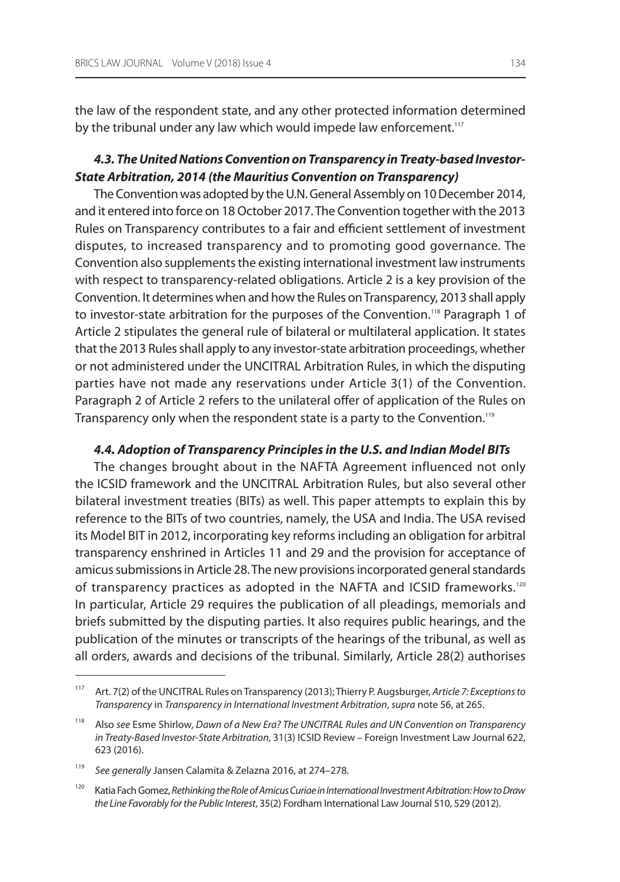the law of the respondent state, and any other protected information determined by the tribunal under any law which would impede law enforcement.[117]

#### *4.3. The United Nations Convention on Transparency in Treaty-based Investor-State Arbitration, 2014 (the Mauritius Convention on Transparency)*

The Convention was adopted by the U.N. General Assembly on 10 December 2014, and it entered into force on 18 October 2017. The Convention together with the 2013 Rules on Transparency contributes to a fair and efficient settlement of investment disputes, to increased transparency and to promoting good governance. The Convention also supplements the existing international investment law instruments with respect to transparency-related obligations. Article 2 is a key provision of the Convention. It determines when and how the Rules on Transparency, 2013 shall apply to investor-state arbitration for the purposes of the Convention.[118] Paragraph 1 of Article 2 stipulates the general rule of bilateral or multilateral application. It states that the 2013 Rules shall apply to any investor-state arbitration proceedings, whether or not administered under the UNCITRAL Arbitration Rules, in which the disputing parties have not made any reservations under Article 3(1) of the Convention. Paragraph 2 of Article 2 refers to the unilateral offer of application of the Rules on Transparency only when the respondent state is a party to the Convention.[119]

#### *4.4. Adoption of Transparency Principles in the U.S. and Indian Model BITs*

The changes brought about in the NAFTA Agreement influenced not only the ICSID framework and the UNCITRAL Arbitration Rules, but also several other bilateral investment treaties (BITs) as well. This paper attempts to explain this by reference to the BITs of two countries, namely, the USA and India. The USA revised its Model BIT in 2012, incorporating key reforms including an obligation for arbitral transparency enshrined in Articles 11 and 29 and the provision for acceptance of amicus submissions in Article 28. The new provisions incorporated general standards of transparency practices as adopted in the NAFTA and ICSID frameworks.[120] In particular, Article 29 requires the publication of all pleadings, memorials and briefs submitted by the disputing parties. It also requires public hearings, and the publication of the minutes or transcripts of the hearings of the tribunal, as well as all orders, awards and decisions of the tribunal. Similarly, Article 28(2) authorises

---

[117] Art. 7(2) of the UNCITRAL Rules on Transparency (2013); Thierry P. Augsburger, *Article 7: Exceptions to Transparency* in *Transparency in International Investment Arbitration*, *supra* note 56, at 265.

[118] Also *see* Esme Shirlow, *Dawn of a New Era? The UNCITRAL Rules and UN Convention on Transparency in Treaty-Based Investor-State Arbitration*, 31(3) ICSID Review – Foreign Investment Law Journal 622, 623 (2016).

[119] *See generally* Jansen Calamita & Zelazna 2016, at 274–278.

[120] Katia Fach Gomez, *Rethinking the Role of Amicus Curiae in International Investment Arbitration: How to Draw the Line Favorably for the Public Interest*, 35(2) Fordham International Law Journal 510, 529 (2012).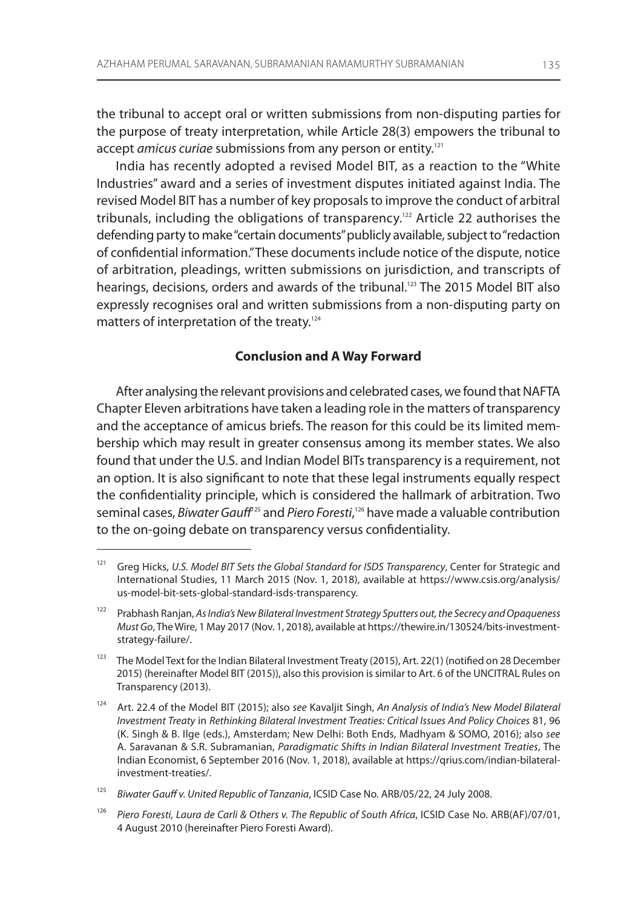the tribunal to accept oral or written submissions from non-disputing parties for the purpose of treaty interpretation, while Article 28(3) empowers the tribunal to accept *amicus curiae* submissions from any person or entity.[121]

India has recently adopted a revised Model BIT, as a reaction to the "White Industries" award and a series of investment disputes initiated against India. The revised Model BIT has a number of key proposals to improve the conduct of arbitral tribunals, including the obligations of transparency.[122] Article 22 authorises the defending party to make "certain documents" publicly available, subject to "redaction of confidential information." These documents include notice of the dispute, notice of arbitration, pleadings, written submissions on jurisdiction, and transcripts of hearings, decisions, orders and awards of the tribunal.[123] The 2015 Model BIT also expressly recognises oral and written submissions from a non-disputing party on matters of interpretation of the treaty.[124]

## Conclusion and A Way Forward

After analysing the relevant provisions and celebrated cases, we found that NAFTA Chapter Eleven arbitrations have taken a leading role in the matters of transparency and the acceptance of amicus briefs. The reason for this could be its limited membership which may result in greater consensus among its member states. We also found that under the U.S. and Indian Model BITs transparency is a requirement, not an option. It is also significant to note that these legal instruments equally respect the confidentiality principle, which is considered the hallmark of arbitration. Two seminal cases, *Biwater Gauff*[125] and *Piero Foresti*,[126] have made a valuable contribution to the on-going debate on transparency versus confidentiality.

---

[121] Greg Hicks, *U.S. Model BIT Sets the Global Standard for ISDS Transparency*, Center for Strategic and International Studies, 11 March 2015 (Nov. 1, 2018), available at https://www.csis.org/analysis/us-model-bit-sets-global-standard-isds-transparency.

[122] Prabhash Ranjan, *As India's New Bilateral Investment Strategy Sputters out, the Secrecy and Opaqueness Must Go*, The Wire, 1 May 2017 (Nov. 1, 2018), available at https://thewire.in/130524/bits-investment-strategy-failure/.

[123] The Model Text for the Indian Bilateral Investment Treaty (2015), Art. 22(1) (notified on 28 December 2015) (hereinafter Model BIT (2015)), also this provision is similar to Art. 6 of the UNCITRAL Rules on Transparency (2013).

[124] Art. 22.4 of the Model BIT (2015); also *see* Kavaljit Singh, *An Analysis of India's New Model Bilateral Investment Treaty* in *Rethinking Bilateral Investment Treaties: Critical Issues And Policy Choices* 81, 96 (K. Singh & B. Ilge (eds.), Amsterdam; New Delhi: Both Ends, Madhyam & SOMO, 2016); also *see* A. Saravanan & S.R. Subramanian, *Paradigmatic Shifts in Indian Bilateral Investment Treaties*, The Indian Economist, 6 September 2016 (Nov. 1, 2018), available at https://qrius.com/indian-bilateral-investment-treaties/.

[125] *Biwater Gauff v. United Republic of Tanzania*, ICSID Case No. ARB/05/22, 24 July 2008.

[126] *Piero Foresti, Laura de Carli & Others v. The Republic of South Africa*, ICSID Case No. ARB(AF)/07/01, 4 August 2010 (hereinafter Piero Foresti Award).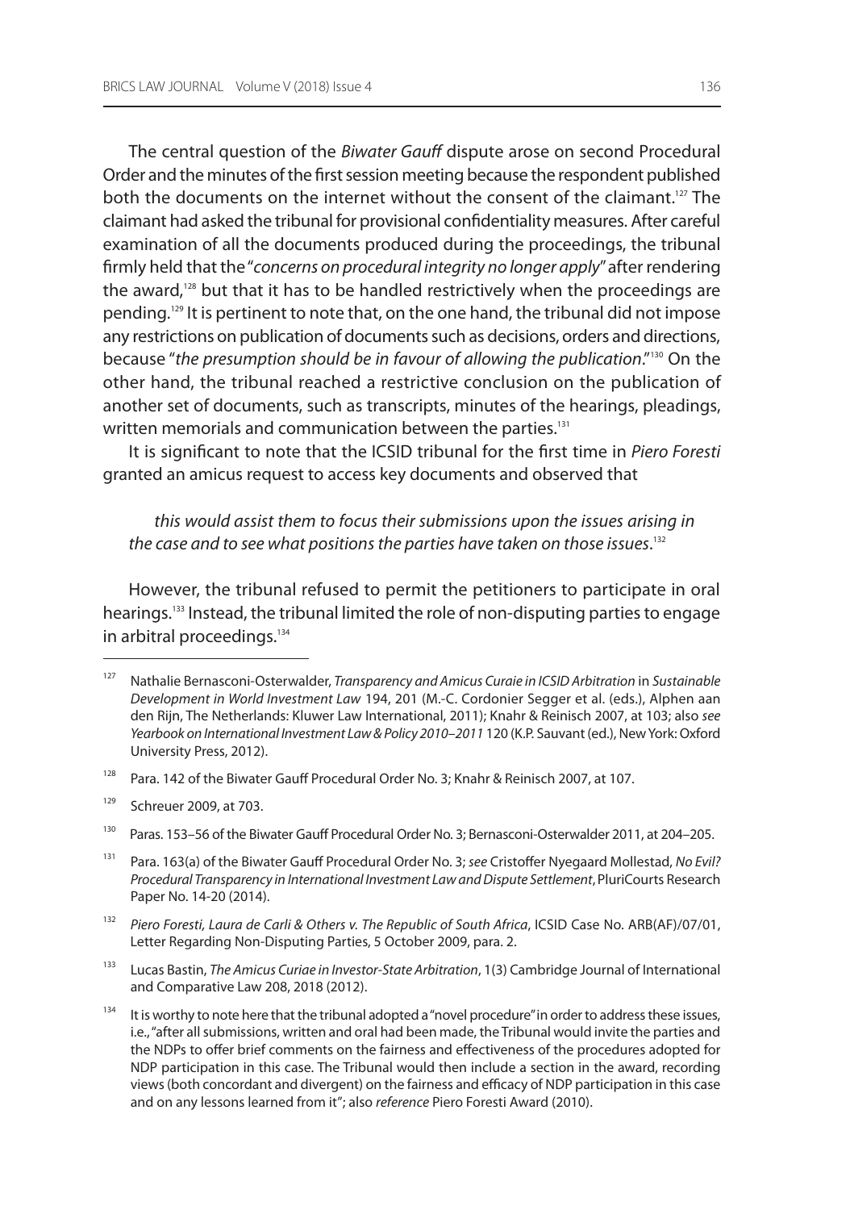The central question of the *Biwater Gauff* dispute arose on second Procedural Order and the minutes of the first session meeting because the respondent published both the documents on the internet without the consent of the claimant.[127] The claimant had asked the tribunal for provisional confidentiality measures. After careful examination of all the documents produced during the proceedings, the tribunal firmly held that the "*concerns on procedural integrity no longer apply*" after rendering the award,[128] but that it has to be handled restrictively when the proceedings are pending.[129] It is pertinent to note that, on the one hand, the tribunal did not impose any restrictions on publication of documents such as decisions, orders and directions, because "*the presumption should be in favour of allowing the publication*."[130] On the other hand, the tribunal reached a restrictive conclusion on the publication of another set of documents, such as transcripts, minutes of the hearings, pleadings, written memorials and communication between the parties.[131]

It is significant to note that the ICSID tribunal for the first time in *Piero Foresti* granted an amicus request to access key documents and observed that

> *this would assist them to focus their submissions upon the issues arising in the case and to see what positions the parties have taken on those issues*.[132]

However, the tribunal refused to permit the petitioners to participate in oral hearings.[133] Instead, the tribunal limited the role of non-disputing parties to engage in arbitral proceedings.[134]

---

[127] Nathalie Bernasconi-Osterwalder, *Transparency and Amicus Curaie in ICSID Arbitration* in *Sustainable Development in World Investment Law* 194, 201 (M.-C. Cordonier Segger et al. (eds.), Alphen aan den Rijn, The Netherlands: Kluwer Law International, 2011); Knahr & Reinisch 2007, at 103; also *see Yearbook on International Investment Law & Policy 2010–2011* 120 (K.P. Sauvant (ed.), New York: Oxford University Press, 2012).

[128] Para. 142 of the Biwater Gauff Procedural Order No. 3; Knahr & Reinisch 2007, at 107.

[129] Schreuer 2009, at 703.

[130] Paras. 153–56 of the Biwater Gauff Procedural Order No. 3; Bernasconi-Osterwalder 2011, at 204–205.

[131] Para. 163(a) of the Biwater Gauff Procedural Order No. 3; *see* Cristoffer Nyegaard Mollestad, *No Evil? Procedural Transparency in International Investment Law and Dispute Settlement*, PluriCourts Research Paper No. 14-20 (2014).

[132] *Piero Foresti, Laura de Carli & Others v. The Republic of South Africa*, ICSID Case No. ARB(AF)/07/01, Letter Regarding Non-Disputing Parties, 5 October 2009, para. 2.

[133] Lucas Bastin, *The Amicus Curiae in Investor-State Arbitration*, 1(3) Cambridge Journal of International and Comparative Law 208, 2018 (2012).

[134] It is worthy to note here that the tribunal adopted a "novel procedure" in order to address these issues, i.e., "after all submissions, written and oral had been made, the Tribunal would invite the parties and the NDPs to offer brief comments on the fairness and effectiveness of the procedures adopted for NDP participation in this case. The Tribunal would then include a section in the award, recording views (both concordant and divergent) on the fairness and efficacy of NDP participation in this case and on any lessons learned from it"; also *reference* Piero Foresti Award (2010).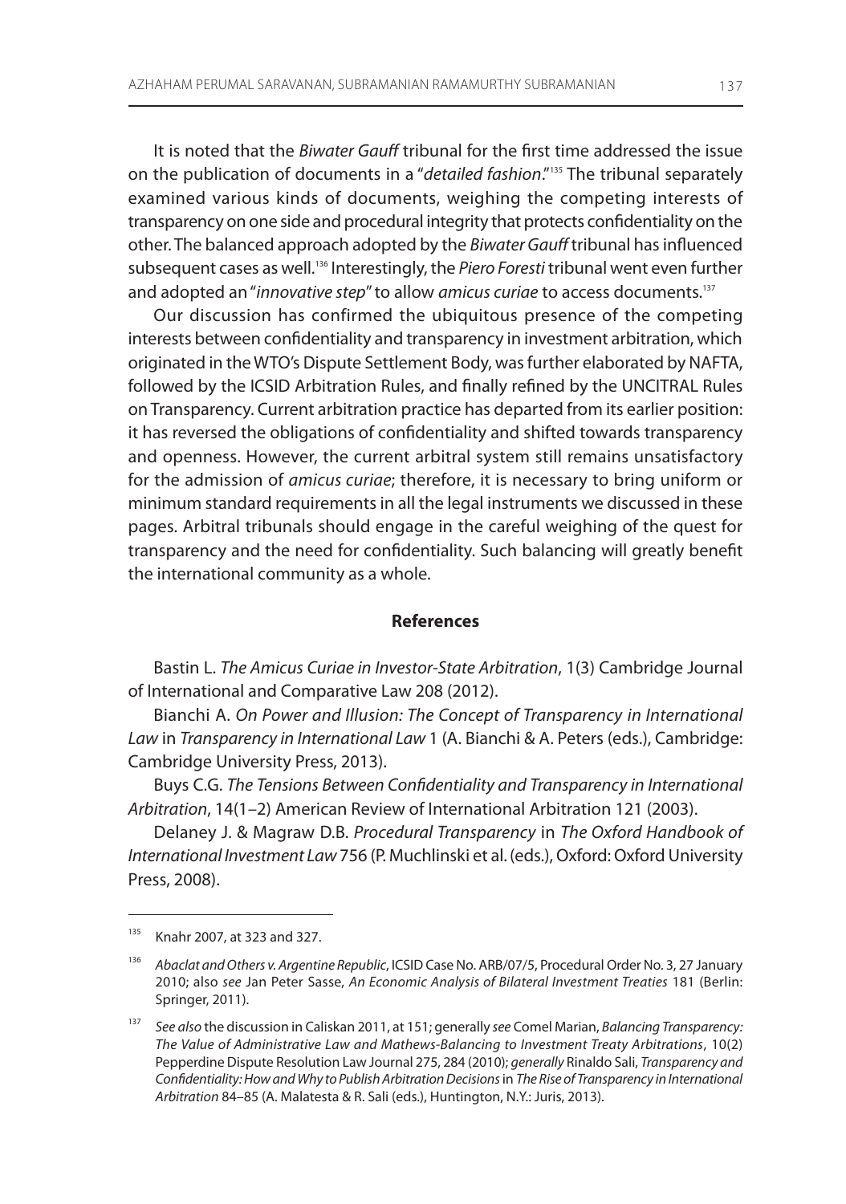It is noted that the *Biwater Gauff* tribunal for the first time addressed the issue on the publication of documents in a "*detailed fashion*."[135] The tribunal separately examined various kinds of documents, weighing the competing interests of transparency on one side and procedural integrity that protects confidentiality on the other. The balanced approach adopted by the *Biwater Gauff* tribunal has influenced subsequent cases as well.[136] Interestingly, the *Piero Foresti* tribunal went even further and adopted an "*innovative step*" to allow *amicus curiae* to access documents.[137]

Our discussion has confirmed the ubiquitous presence of the competing interests between confidentiality and transparency in investment arbitration, which originated in the WTO's Dispute Settlement Body, was further elaborated by NAFTA, followed by the ICSID Arbitration Rules, and finally refined by the UNCITRAL Rules on Transparency. Current arbitration practice has departed from its earlier position: it has reversed the obligations of confidentiality and shifted towards transparency and openness. However, the current arbitral system still remains unsatisfactory for the admission of *amicus curiae*; therefore, it is necessary to bring uniform or minimum standard requirements in all the legal instruments we discussed in these pages. Arbitral tribunals should engage in the careful weighing of the quest for transparency and the need for confidentiality. Such balancing will greatly benefit the international community as a whole.

## References

Bastin L. *The Amicus Curiae in Investor-State Arbitration*, 1(3) Cambridge Journal of International and Comparative Law 208 (2012).

Bianchi A. *On Power and Illusion: The Concept of Transparency in International Law* in *Transparency in International Law* 1 (A. Bianchi & A. Peters (eds.), Cambridge: Cambridge University Press, 2013).

Buys C.G. *The Tensions Between Confidentiality and Transparency in International Arbitration*, 14(1–2) American Review of International Arbitration 121 (2003).

Delaney J. & Magraw D.B. *Procedural Transparency* in *The Oxford Handbook of International Investment Law* 756 (P. Muchlinski et al. (eds.), Oxford: Oxford University Press, 2008).

---

[135] Knahr 2007, at 323 and 327.

[136] *Abaclat and Others v. Argentine Republic*, ICSID Case No. ARB/07/5, Procedural Order No. 3, 27 January 2010; also *see* Jan Peter Sasse, *An Economic Analysis of Bilateral Investment Treaties* 181 (Berlin: Springer, 2011).

[137] *See also* the discussion in Caliskan 2011, at 151; generally *see* Comel Marian, *Balancing Transparency: The Value of Administrative Law and Mathews-Balancing to Investment Treaty Arbitrations*, 10(2) Pepperdine Dispute Resolution Law Journal 275, 284 (2010); *generally* Rinaldo Sali, *Transparency and Confidentiality: How and Why to Publish Arbitration Decisions* in *The Rise of Transparency in International Arbitration* 84–85 (A. Malatesta & R. Sali (eds.), Huntington, N.Y.: Juris, 2013).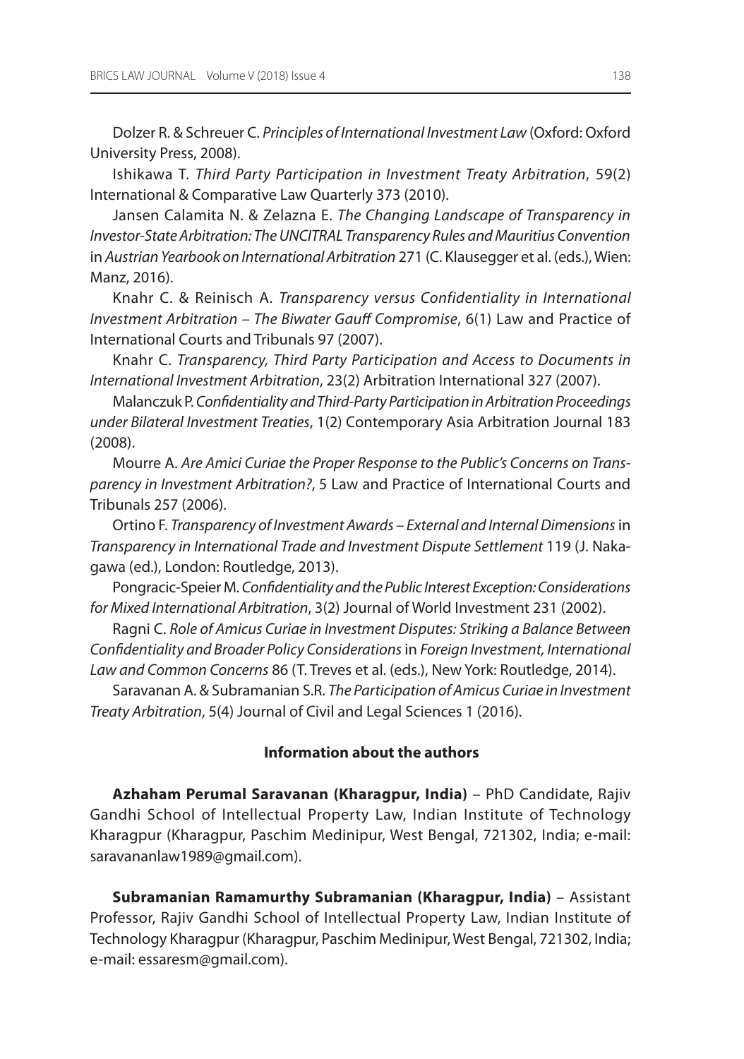Dolzer R. & Schreuer C. *Principles of International Investment Law* (Oxford: Oxford University Press, 2008).

Ishikawa T. *Third Party Participation in Investment Treaty Arbitration*, 59(2) International & Comparative Law Quarterly 373 (2010).

Jansen Calamita N. & Zelazna E. *The Changing Landscape of Transparency in Investor-State Arbitration: The UNCITRAL Transparency Rules and Mauritius Convention* in *Austrian Yearbook on International Arbitration* 271 (C. Klausegger et al. (eds.), Wien: Manz, 2016).

Knahr C. & Reinisch A. *Transparency versus Confidentiality in International Investment Arbitration – The Biwater Gauff Compromise*, 6(1) Law and Practice of International Courts and Tribunals 97 (2007).

Knahr C. *Transparency, Third Party Participation and Access to Documents in International Investment Arbitration*, 23(2) Arbitration International 327 (2007).

Malanczuk P. *Confidentiality and Third-Party Participation in Arbitration Proceedings under Bilateral Investment Treaties*, 1(2) Contemporary Asia Arbitration Journal 183 (2008).

Mourre A. *Are Amici Curiae the Proper Response to the Public's Concerns on Transparency in Investment Arbitration?*, 5 Law and Practice of International Courts and Tribunals 257 (2006).

Ortino F. *Transparency of Investment Awards – External and Internal Dimensions* in *Transparency in International Trade and Investment Dispute Settlement* 119 (J. Nakagawa (ed.), London: Routledge, 2013).

Pongracic-Speier M. *Confidentiality and the Public Interest Exception: Considerations for Mixed International Arbitration*, 3(2) Journal of World Investment 231 (2002).

Ragni C. *Role of Amicus Curiae in Investment Disputes: Striking a Balance Between Confidentiality and Broader Policy Considerations* in *Foreign Investment, International Law and Common Concerns* 86 (T. Treves et al. (eds.), New York: Routledge, 2014).

Saravanan A. & Subramanian S.R. *The Participation of Amicus Curiae in Investment Treaty Arbitration*, 5(4) Journal of Civil and Legal Sciences 1 (2016).

**Information about the authors**

**Azhaham Perumal Saravanan (Kharagpur, India)** – PhD Candidate, Rajiv Gandhi School of Intellectual Property Law, Indian Institute of Technology Kharagpur (Kharagpur, Paschim Medinipur, West Bengal, 721302, India; e-mail: saravananlaw1989@gmail.com).

**Subramanian Ramamurthy Subramanian (Kharagpur, India)** – Assistant Professor, Rajiv Gandhi School of Intellectual Property Law, Indian Institute of Technology Kharagpur (Kharagpur, Paschim Medinipur, West Bengal, 721302, India; e-mail: essaresm@gmail.com).